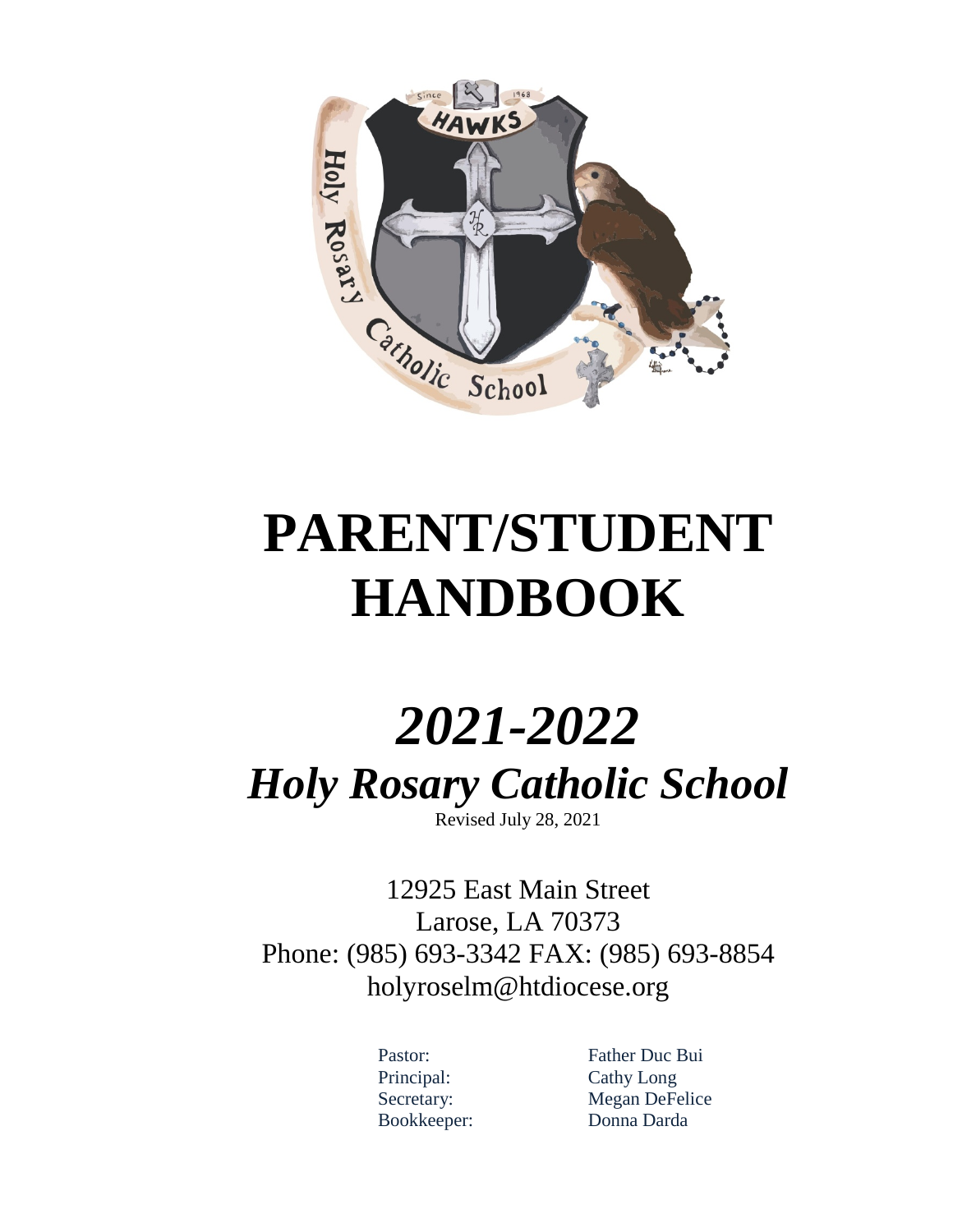# PARENT/STUDENT HANDBOOK

## *2021-2022*

## *Holy Rosary Catholic School*

Revised July 28, 2021

12925 East Main Street
Larose, LA 70373
Phone: (985) 693-3342 FAX: (985) 693-8854
holyroselm@htdiocese.org

| | |
|---|---|
| Pastor: | Father Duc Bui |
| Principal: | Cathy Long |
| Secretary: | Megan DeFelice |
| Bookkeeper: | Donna Darda |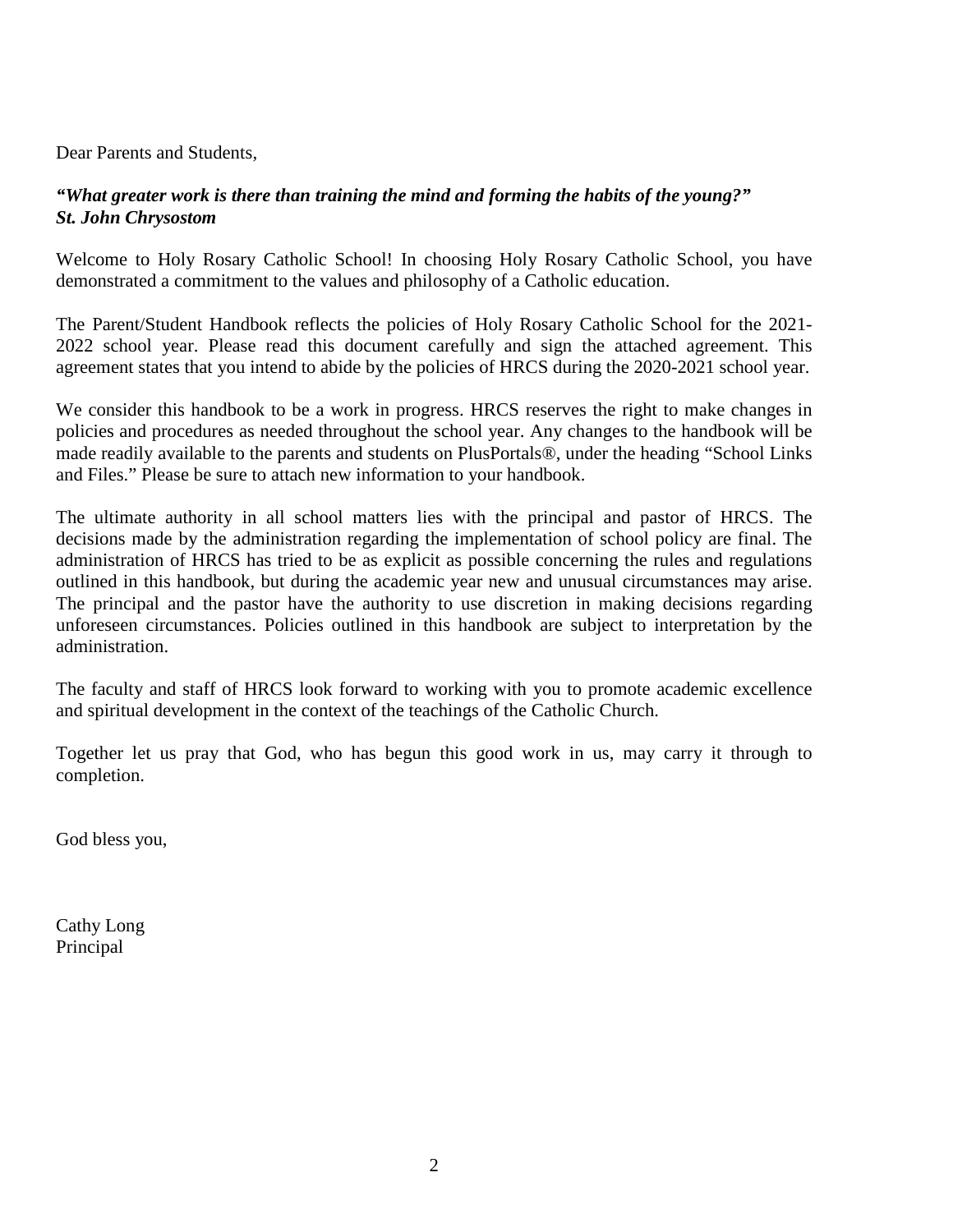Dear Parents and Students,

***"What greater work is there than training the mind and forming the habits of the young?"***
***St. John Chrysostom***

Welcome to Holy Rosary Catholic School! In choosing Holy Rosary Catholic School, you have demonstrated a commitment to the values and philosophy of a Catholic education.

The Parent/Student Handbook reflects the policies of Holy Rosary Catholic School for the 2021-2022 school year. Please read this document carefully and sign the attached agreement. This agreement states that you intend to abide by the policies of HRCS during the 2020-2021 school year.

We consider this handbook to be a work in progress. HRCS reserves the right to make changes in policies and procedures as needed throughout the school year. Any changes to the handbook will be made readily available to the parents and students on PlusPortals®, under the heading "School Links and Files." Please be sure to attach new information to your handbook.

The ultimate authority in all school matters lies with the principal and pastor of HRCS. The decisions made by the administration regarding the implementation of school policy are final. The administration of HRCS has tried to be as explicit as possible concerning the rules and regulations outlined in this handbook, but during the academic year new and unusual circumstances may arise. The principal and the pastor have the authority to use discretion in making decisions regarding unforeseen circumstances. Policies outlined in this handbook are subject to interpretation by the administration.

The faculty and staff of HRCS look forward to working with you to promote academic excellence and spiritual development in the context of the teachings of the Catholic Church.

Together let us pray that God, who has begun this good work in us, may carry it through to completion.

God bless you,

Cathy Long
Principal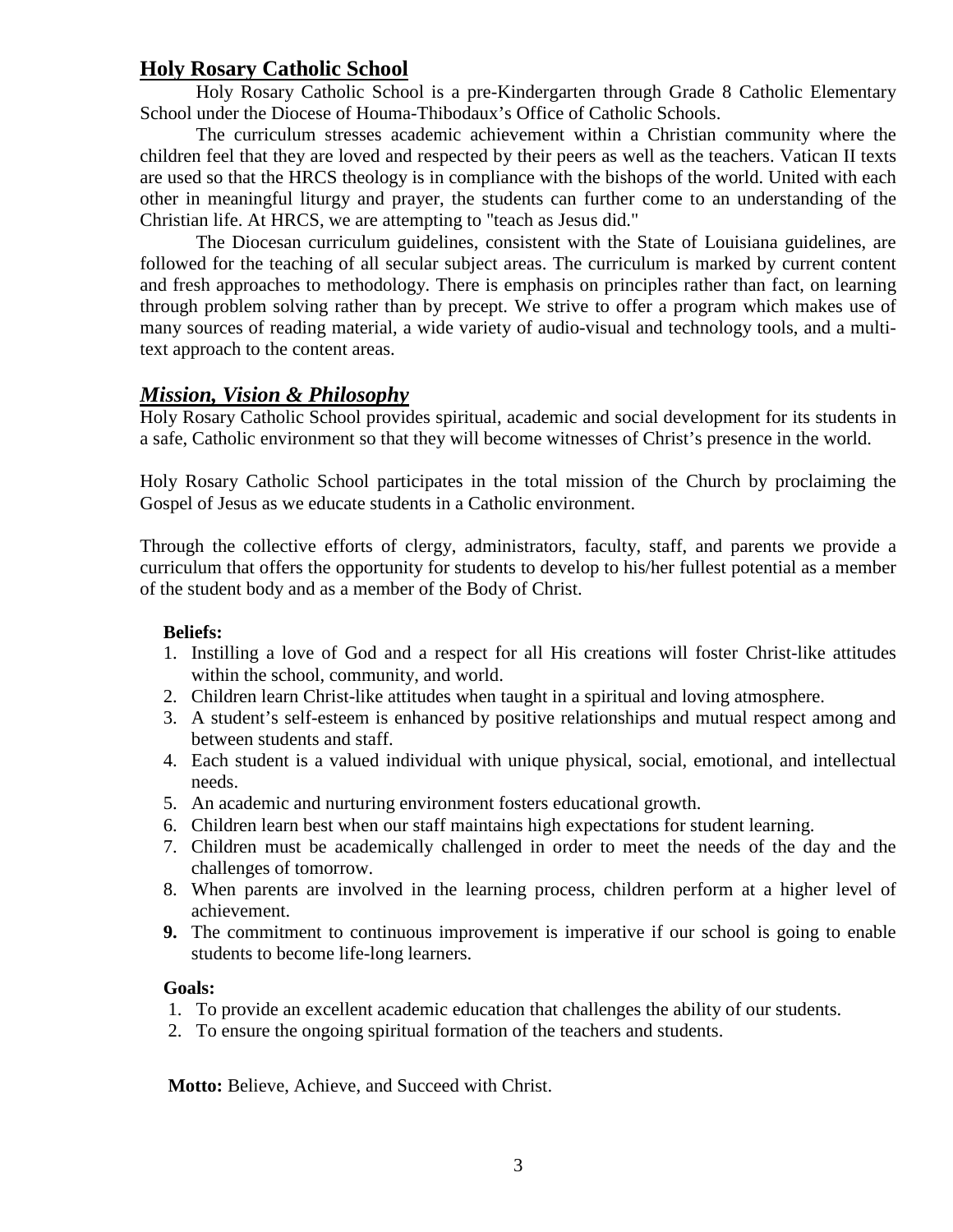## Holy Rosary Catholic School

Holy Rosary Catholic School is a pre-Kindergarten through Grade 8 Catholic Elementary School under the Diocese of Houma-Thibodaux's Office of Catholic Schools.

The curriculum stresses academic achievement within a Christian community where the children feel that they are loved and respected by their peers as well as the teachers. Vatican II texts are used so that the HRCS theology is in compliance with the bishops of the world. United with each other in meaningful liturgy and prayer, the students can further come to an understanding of the Christian life. At HRCS, we are attempting to "teach as Jesus did."

The Diocesan curriculum guidelines, consistent with the State of Louisiana guidelines, are followed for the teaching of all secular subject areas. The curriculum is marked by current content and fresh approaches to methodology. There is emphasis on principles rather than fact, on learning through problem solving rather than by precept. We strive to offer a program which makes use of many sources of reading material, a wide variety of audio-visual and technology tools, and a multi-text approach to the content areas.

## *Mission, Vision & Philosophy*

Holy Rosary Catholic School provides spiritual, academic and social development for its students in a safe, Catholic environment so that they will become witnesses of Christ's presence in the world.

Holy Rosary Catholic School participates in the total mission of the Church by proclaiming the Gospel of Jesus as we educate students in a Catholic environment.

Through the collective efforts of clergy, administrators, faculty, staff, and parents we provide a curriculum that offers the opportunity for students to develop to his/her fullest potential as a member of the student body and as a member of the Body of Christ.

**Beliefs:**

1. Instilling a love of God and a respect for all His creations will foster Christ-like attitudes within the school, community, and world.
2. Children learn Christ-like attitudes when taught in a spiritual and loving atmosphere.
3. A student's self-esteem is enhanced by positive relationships and mutual respect among and between students and staff.
4. Each student is a valued individual with unique physical, social, emotional, and intellectual needs.
5. An academic and nurturing environment fosters educational growth.
6. Children learn best when our staff maintains high expectations for student learning.
7. Children must be academically challenged in order to meet the needs of the day and the challenges of tomorrow.
8. When parents are involved in the learning process, children perform at a higher level of achievement.
9. The commitment to continuous improvement is imperative if our school is going to enable students to become life-long learners.

**Goals:**

1. To provide an excellent academic education that challenges the ability of our students.
2. To ensure the ongoing spiritual formation of the teachers and students.

**Motto:** Believe, Achieve, and Succeed with Christ.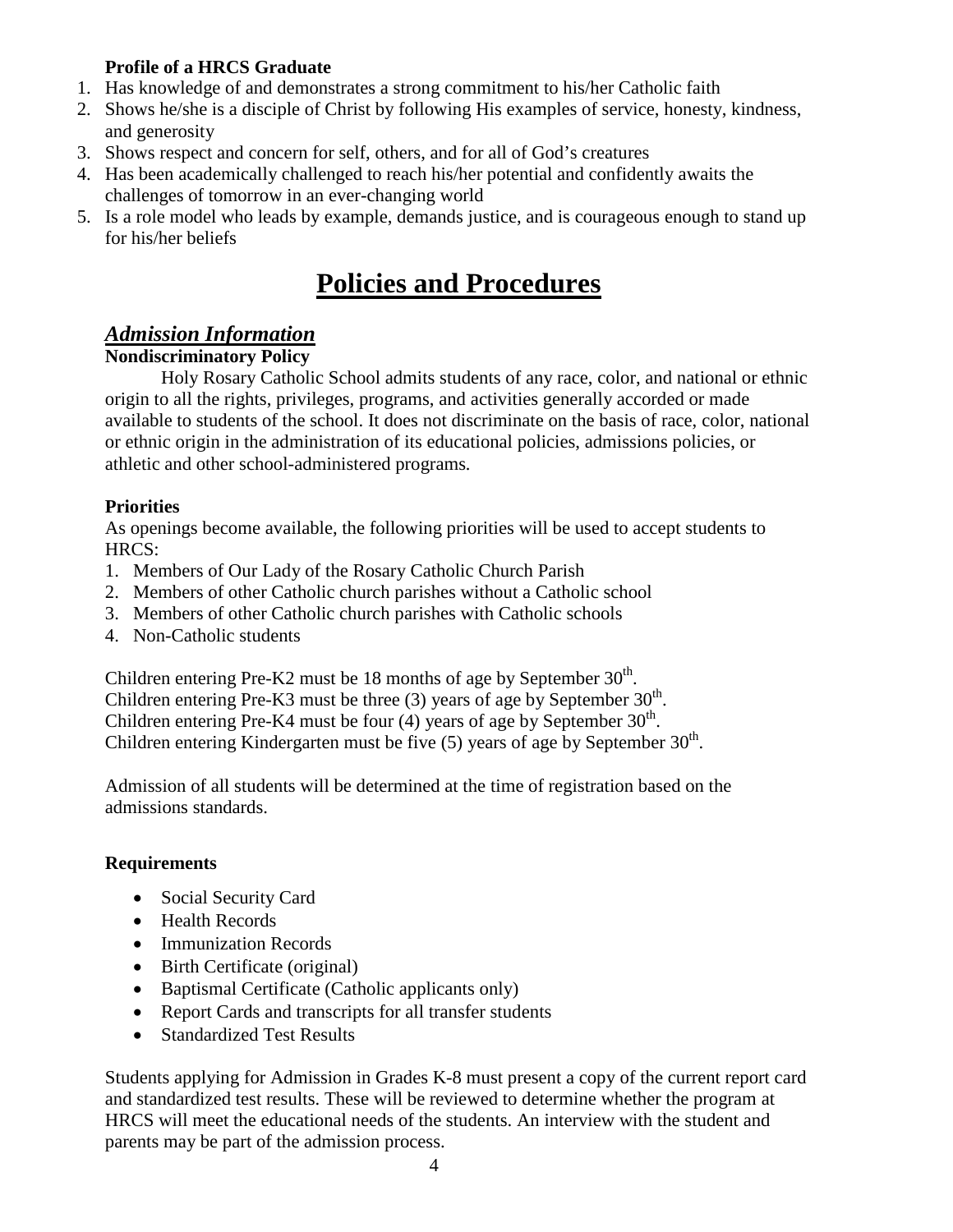**Profile of a HRCS Graduate**

1. Has knowledge of and demonstrates a strong commitment to his/her Catholic faith
2. Shows he/she is a disciple of Christ by following His examples of service, honesty, kindness, and generosity
3. Shows respect and concern for self, others, and for all of God's creatures
4. Has been academically challenged to reach his/her potential and confidently awaits the challenges of tomorrow in an ever-changing world
5. Is a role model who leads by example, demands justice, and is courageous enough to stand up for his/her beliefs

# Policies and Procedures

## *Admission Information*

**Nondiscriminatory Policy**

Holy Rosary Catholic School admits students of any race, color, and national or ethnic origin to all the rights, privileges, programs, and activities generally accorded or made available to students of the school. It does not discriminate on the basis of race, color, national or ethnic origin in the administration of its educational policies, admissions policies, or athletic and other school-administered programs.

**Priorities**

As openings become available, the following priorities will be used to accept students to HRCS:

1. Members of Our Lady of the Rosary Catholic Church Parish
2. Members of other Catholic church parishes without a Catholic school
3. Members of other Catholic church parishes with Catholic schools
4. Non-Catholic students

Children entering Pre-K2 must be 18 months of age by September 30th.
Children entering Pre-K3 must be three (3) years of age by September 30th.
Children entering Pre-K4 must be four (4) years of age by September 30th.
Children entering Kindergarten must be five (5) years of age by September 30th.

Admission of all students will be determined at the time of registration based on the admissions standards.

**Requirements**

- Social Security Card
- Health Records
- Immunization Records
- Birth Certificate (original)
- Baptismal Certificate (Catholic applicants only)
- Report Cards and transcripts for all transfer students
- Standardized Test Results

Students applying for Admission in Grades K-8 must present a copy of the current report card and standardized test results. These will be reviewed to determine whether the program at HRCS will meet the educational needs of the students. An interview with the student and parents may be part of the admission process.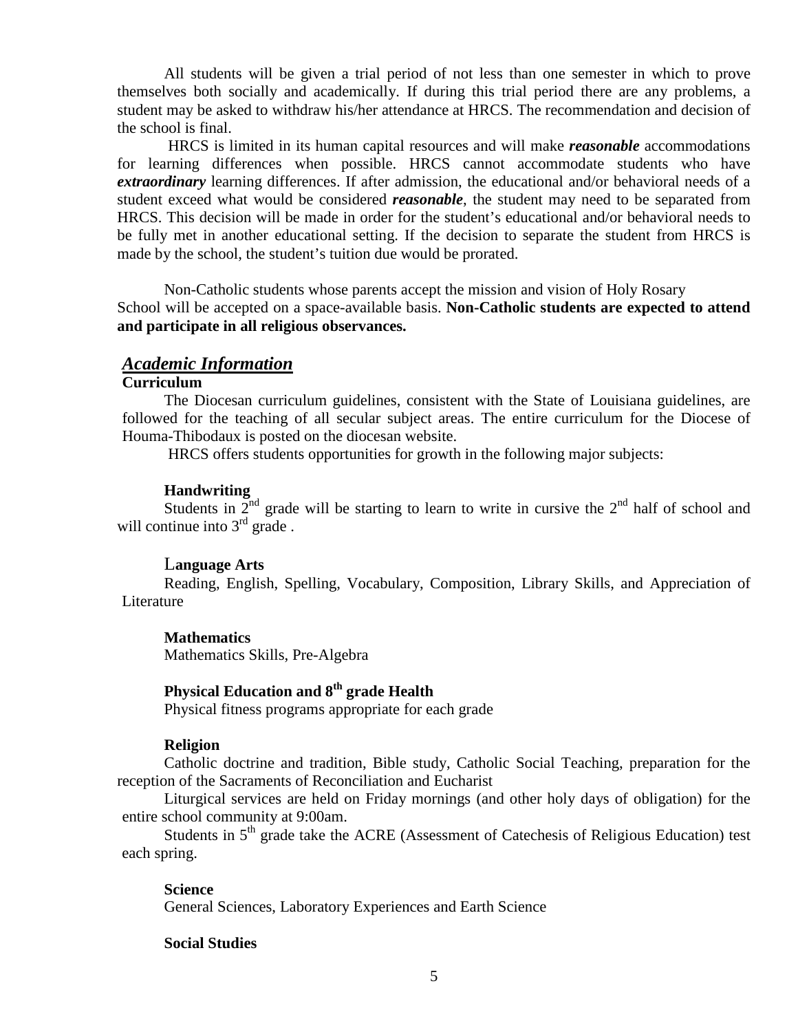All students will be given a trial period of not less than one semester in which to prove themselves both socially and academically. If during this trial period there are any problems, a student may be asked to withdraw his/her attendance at HRCS. The recommendation and decision of the school is final.

HRCS is limited in its human capital resources and will make ***reasonable*** accommodations for learning differences when possible. HRCS cannot accommodate students who have ***extraordinary*** learning differences. If after admission, the educational and/or behavioral needs of a student exceed what would be considered ***reasonable***, the student may need to be separated from HRCS. This decision will be made in order for the student's educational and/or behavioral needs to be fully met in another educational setting. If the decision to separate the student from HRCS is made by the school, the student's tuition due would be prorated.

Non-Catholic students whose parents accept the mission and vision of Holy Rosary School will be accepted on a space-available basis. **Non-Catholic students are expected to attend and participate in all religious observances.**

## *Academic Information*

### Curriculum

The Diocesan curriculum guidelines, consistent with the State of Louisiana guidelines, are followed for the teaching of all secular subject areas. The entire curriculum for the Diocese of Houma-Thibodaux is posted on the diocesan website.

HRCS offers students opportunities for growth in the following major subjects:

#### Handwriting

Students in 2nd grade will be starting to learn to write in cursive the 2nd half of school and will continue into 3rd grade .

#### Language Arts

Reading, English, Spelling, Vocabulary, Composition, Library Skills, and Appreciation of Literature

#### Mathematics

Mathematics Skills, Pre-Algebra

#### Physical Education and 8th grade Health

Physical fitness programs appropriate for each grade

#### Religion

Catholic doctrine and tradition, Bible study, Catholic Social Teaching, preparation for the reception of the Sacraments of Reconciliation and Eucharist

Liturgical services are held on Friday mornings (and other holy days of obligation) for the entire school community at 9:00am.

Students in 5th grade take the ACRE (Assessment of Catechesis of Religious Education) test each spring.

#### Science

General Sciences, Laboratory Experiences and Earth Science

#### Social Studies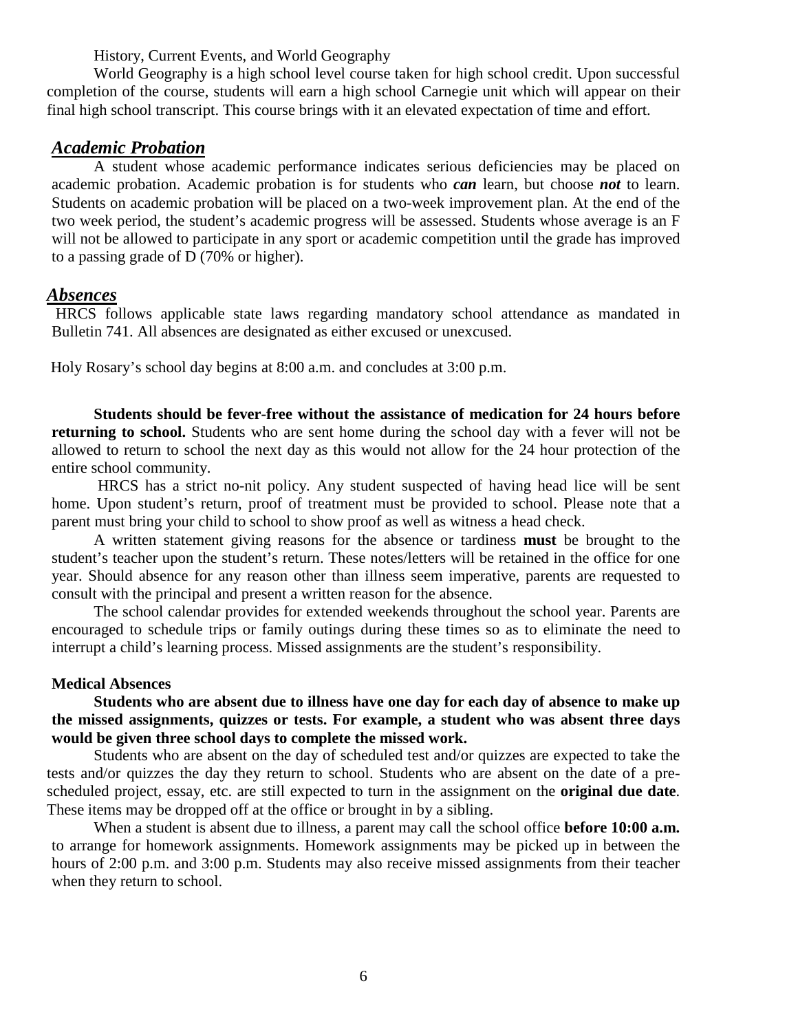History, Current Events, and World Geography

World Geography is a high school level course taken for high school credit. Upon successful completion of the course, students will earn a high school Carnegie unit which will appear on their final high school transcript. This course brings with it an elevated expectation of time and effort.

## ***Academic Probation***

A student whose academic performance indicates serious deficiencies may be placed on academic probation. Academic probation is for students who ***can*** learn, but choose ***not*** to learn. Students on academic probation will be placed on a two-week improvement plan. At the end of the two week period, the student's academic progress will be assessed. Students whose average is an F will not be allowed to participate in any sport or academic competition until the grade has improved to a passing grade of D (70% or higher).

## ***Absences***

HRCS follows applicable state laws regarding mandatory school attendance as mandated in Bulletin 741. All absences are designated as either excused or unexcused.

Holy Rosary's school day begins at 8:00 a.m. and concludes at 3:00 p.m.

**Students should be fever-free without the assistance of medication for 24 hours before returning to school.** Students who are sent home during the school day with a fever will not be allowed to return to school the next day as this would not allow for the 24 hour protection of the entire school community.

HRCS has a strict no-nit policy. Any student suspected of having head lice will be sent home. Upon student's return, proof of treatment must be provided to school. Please note that a parent must bring your child to school to show proof as well as witness a head check.

A written statement giving reasons for the absence or tardiness **must** be brought to the student's teacher upon the student's return. These notes/letters will be retained in the office for one year. Should absence for any reason other than illness seem imperative, parents are requested to consult with the principal and present a written reason for the absence.

The school calendar provides for extended weekends throughout the school year. Parents are encouraged to schedule trips or family outings during these times so as to eliminate the need to interrupt a child's learning process. Missed assignments are the student's responsibility.

### Medical Absences

**Students who are absent due to illness have one day for each day of absence to make up the missed assignments, quizzes or tests. For example, a student who was absent three days would be given three school days to complete the missed work.**

Students who are absent on the day of scheduled test and/or quizzes are expected to take the tests and/or quizzes the day they return to school. Students who are absent on the date of a pre-scheduled project, essay, etc. are still expected to turn in the assignment on the **original due date**. These items may be dropped off at the office or brought in by a sibling.

When a student is absent due to illness, a parent may call the school office **before 10:00 a.m.** to arrange for homework assignments. Homework assignments may be picked up in between the hours of 2:00 p.m. and 3:00 p.m. Students may also receive missed assignments from their teacher when they return to school.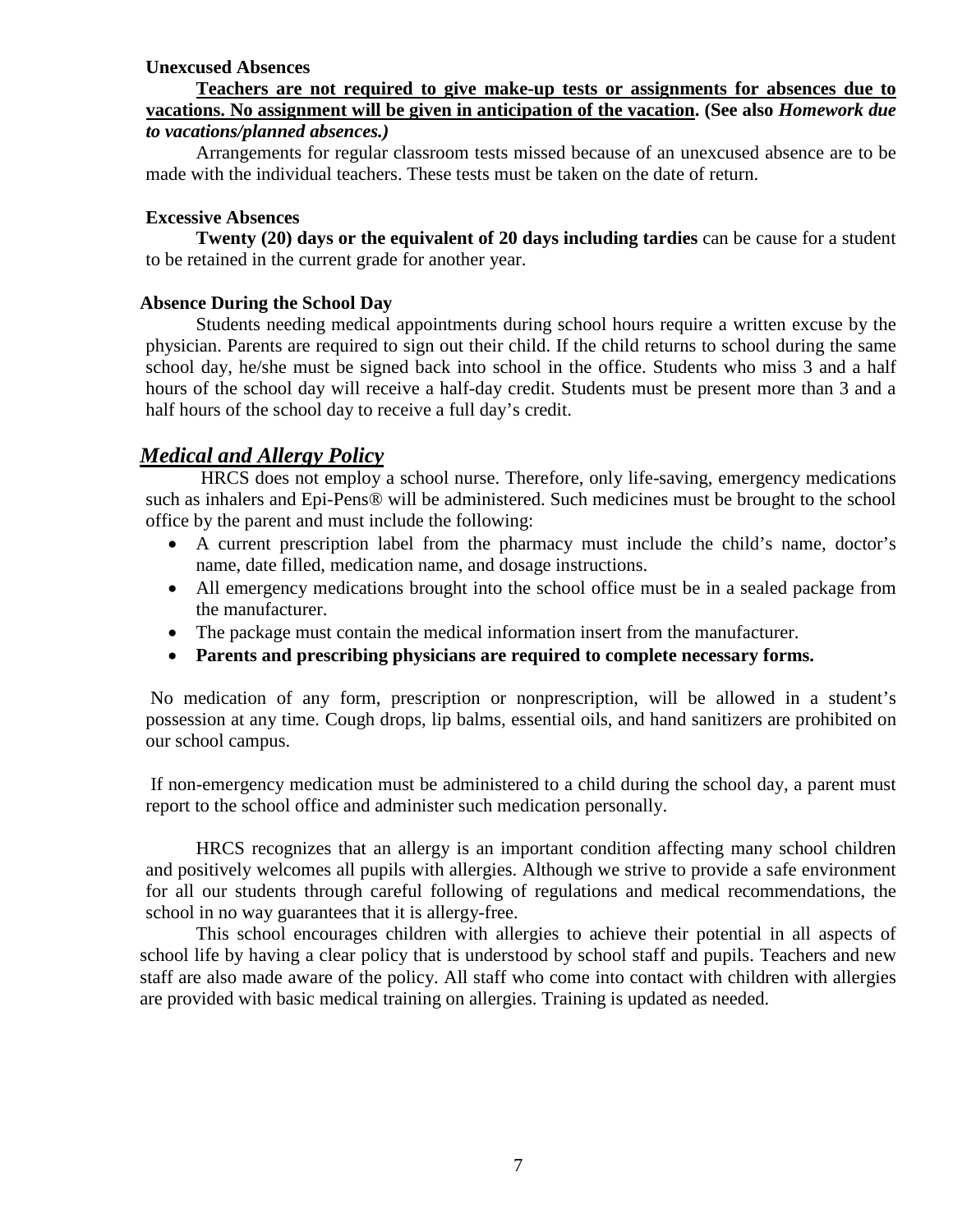**Unexcused Absences**

**Teachers are not required to give make-up tests or assignments for absences due to vacations. No assignment will be given in anticipation of the vacation. (See also *Homework due to vacations/planned absences.)***

Arrangements for regular classroom tests missed because of an unexcused absence are to be made with the individual teachers. These tests must be taken on the date of return.

**Excessive Absences**

**Twenty (20) days or the equivalent of 20 days including tardies** can be cause for a student to be retained in the current grade for another year.

**Absence During the School Day**

Students needing medical appointments during school hours require a written excuse by the physician. Parents are required to sign out their child. If the child returns to school during the same school day, he/she must be signed back into school in the office. Students who miss 3 and a half hours of the school day will receive a half-day credit. Students must be present more than 3 and a half hours of the school day to receive a full day's credit.

## ***Medical and Allergy Policy***

HRCS does not employ a school nurse. Therefore, only life-saving, emergency medications such as inhalers and Epi-Pens® will be administered. Such medicines must be brought to the school office by the parent and must include the following:

- A current prescription label from the pharmacy must include the child's name, doctor's name, date filled, medication name, and dosage instructions.
- All emergency medications brought into the school office must be in a sealed package from the manufacturer.
- The package must contain the medical information insert from the manufacturer.
- **Parents and prescribing physicians are required to complete necessary forms.**

No medication of any form, prescription or nonprescription, will be allowed in a student's possession at any time. Cough drops, lip balms, essential oils, and hand sanitizers are prohibited on our school campus.

If non-emergency medication must be administered to a child during the school day, a parent must report to the school office and administer such medication personally.

HRCS recognizes that an allergy is an important condition affecting many school children and positively welcomes all pupils with allergies. Although we strive to provide a safe environment for all our students through careful following of regulations and medical recommendations, the school in no way guarantees that it is allergy-free.

This school encourages children with allergies to achieve their potential in all aspects of school life by having a clear policy that is understood by school staff and pupils. Teachers and new staff are also made aware of the policy. All staff who come into contact with children with allergies are provided with basic medical training on allergies. Training is updated as needed.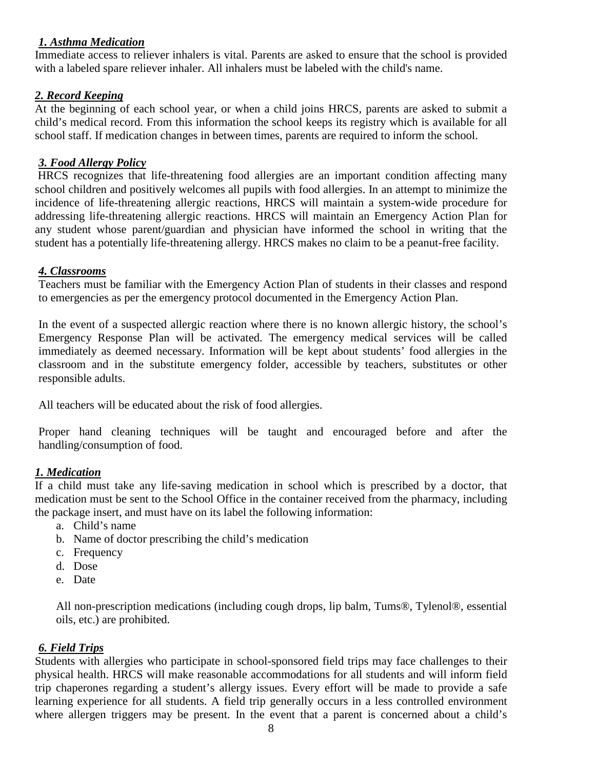***1. Asthma Medication***

Immediate access to reliever inhalers is vital. Parents are asked to ensure that the school is provided with a labeled spare reliever inhaler. All inhalers must be labeled with the child's name.

***2. Record Keeping***

At the beginning of each school year, or when a child joins HRCS, parents are asked to submit a child's medical record. From this information the school keeps its registry which is available for all school staff. If medication changes in between times, parents are required to inform the school.

***3. Food Allergy Policy***

HRCS recognizes that life-threatening food allergies are an important condition affecting many school children and positively welcomes all pupils with food allergies. In an attempt to minimize the incidence of life-threatening allergic reactions, HRCS will maintain a system-wide procedure for addressing life-threatening allergic reactions. HRCS will maintain an Emergency Action Plan for any student whose parent/guardian and physician have informed the school in writing that the student has a potentially life-threatening allergy. HRCS makes no claim to be a peanut-free facility.

***4. Classrooms***

Teachers must be familiar with the Emergency Action Plan of students in their classes and respond to emergencies as per the emergency protocol documented in the Emergency Action Plan.

In the event of a suspected allergic reaction where there is no known allergic history, the school's Emergency Response Plan will be activated. The emergency medical services will be called immediately as deemed necessary. Information will be kept about students' food allergies in the classroom and in the substitute emergency folder, accessible by teachers, substitutes or other responsible adults.

All teachers will be educated about the risk of food allergies.

Proper hand cleaning techniques will be taught and encouraged before and after the handling/consumption of food.

***1. Medication***

If a child must take any life-saving medication in school which is prescribed by a doctor, that medication must be sent to the School Office in the container received from the pharmacy, including the package insert, and must have on its label the following information:

a. Child's name
b. Name of doctor prescribing the child's medication
c. Frequency
d. Dose
e. Date

All non-prescription medications (including cough drops, lip balm, Tums®, Tylenol®, essential oils, etc.) are prohibited.

***6. Field Trips***

Students with allergies who participate in school-sponsored field trips may face challenges to their physical health. HRCS will make reasonable accommodations for all students and will inform field trip chaperones regarding a student's allergy issues. Every effort will be made to provide a safe learning experience for all students. A field trip generally occurs in a less controlled environment where allergen triggers may be present. In the event that a parent is concerned about a child's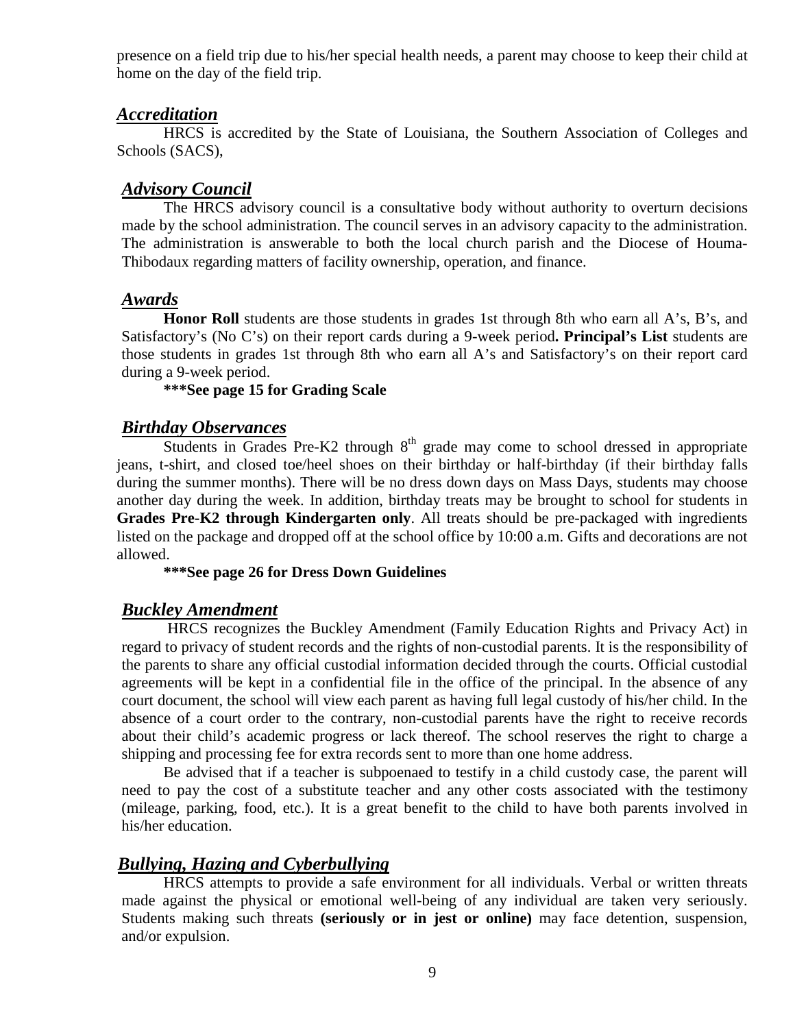presence on a field trip due to his/her special health needs, a parent may choose to keep their child at home on the day of the field trip.

## ***Accreditation***

HRCS is accredited by the State of Louisiana, the Southern Association of Colleges and Schools (SACS),

## ***Advisory Council***

The HRCS advisory council is a consultative body without authority to overturn decisions made by the school administration. The council serves in an advisory capacity to the administration. The administration is answerable to both the local church parish and the Diocese of Houma-Thibodaux regarding matters of facility ownership, operation, and finance.

## ***Awards***

**Honor Roll** students are those students in grades 1st through 8th who earn all A's, B's, and Satisfactory's (No C's) on their report cards during a 9-week period**. Principal's List** students are those students in grades 1st through 8th who earn all A's and Satisfactory's on their report card during a 9-week period.

**\*\*\*See page 15 for Grading Scale**

## ***Birthday Observances***

Students in Grades Pre-K2 through 8th grade may come to school dressed in appropriate jeans, t-shirt, and closed toe/heel shoes on their birthday or half-birthday (if their birthday falls during the summer months). There will be no dress down days on Mass Days, students may choose another day during the week. In addition, birthday treats may be brought to school for students in **Grades Pre-K2 through Kindergarten only**. All treats should be pre-packaged with ingredients listed on the package and dropped off at the school office by 10:00 a.m. Gifts and decorations are not allowed.

**\*\*\*See page 26 for Dress Down Guidelines**

## ***Buckley Amendment***

HRCS recognizes the Buckley Amendment (Family Education Rights and Privacy Act) in regard to privacy of student records and the rights of non-custodial parents. It is the responsibility of the parents to share any official custodial information decided through the courts. Official custodial agreements will be kept in a confidential file in the office of the principal. In the absence of any court document, the school will view each parent as having full legal custody of his/her child. In the absence of a court order to the contrary, non-custodial parents have the right to receive records about their child's academic progress or lack thereof. The school reserves the right to charge a shipping and processing fee for extra records sent to more than one home address.

Be advised that if a teacher is subpoenaed to testify in a child custody case, the parent will need to pay the cost of a substitute teacher and any other costs associated with the testimony (mileage, parking, food, etc.). It is a great benefit to the child to have both parents involved in his/her education.

## ***Bullying, Hazing and Cyberbullying***

HRCS attempts to provide a safe environment for all individuals. Verbal or written threats made against the physical or emotional well-being of any individual are taken very seriously. Students making such threats **(seriously or in jest or online)** may face detention, suspension, and/or expulsion.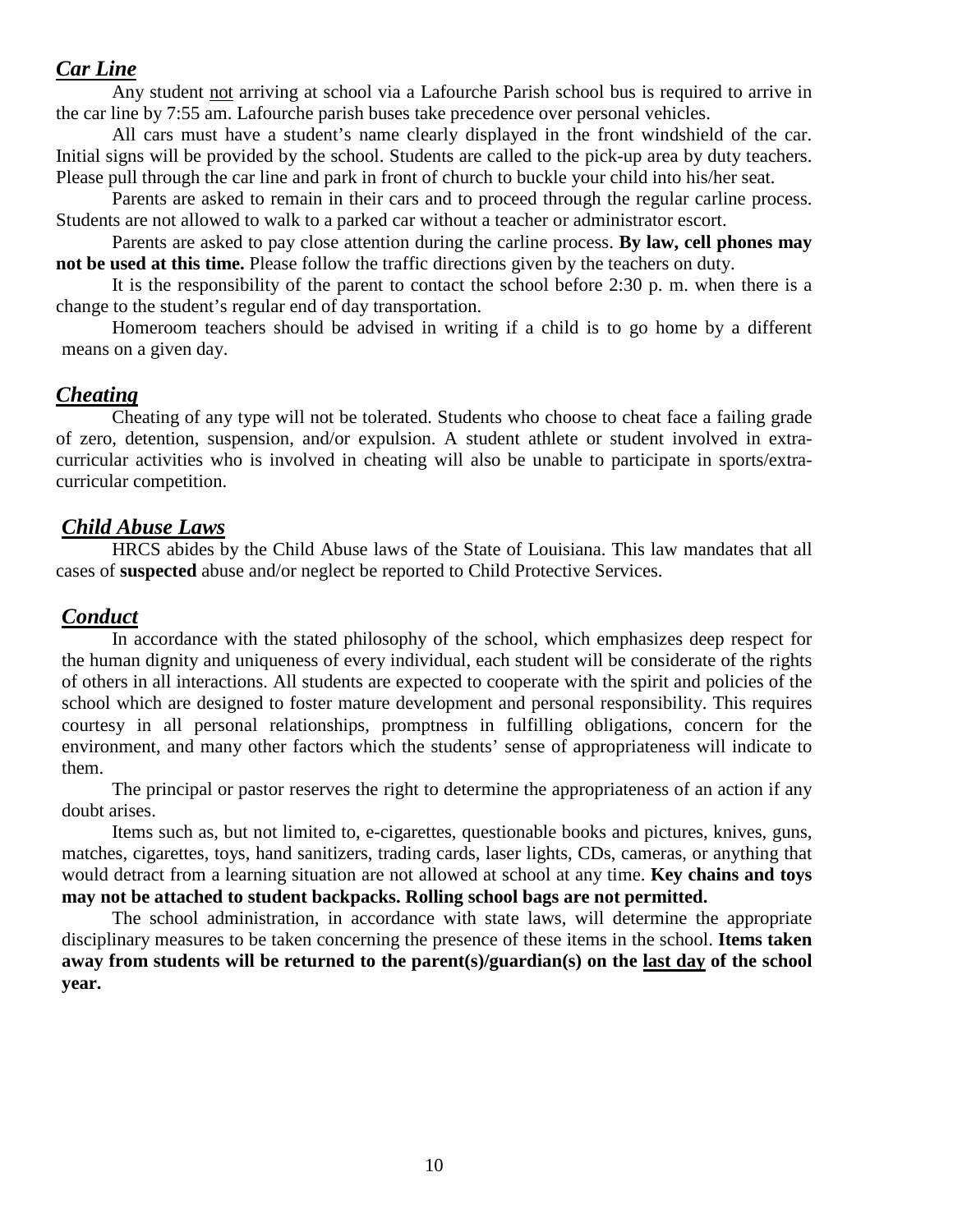## ***Car Line***

Any student not arriving at school via a Lafourche Parish school bus is required to arrive in the car line by 7:55 am. Lafourche parish buses take precedence over personal vehicles.

All cars must have a student's name clearly displayed in the front windshield of the car. Initial signs will be provided by the school. Students are called to the pick-up area by duty teachers. Please pull through the car line and park in front of church to buckle your child into his/her seat.

Parents are asked to remain in their cars and to proceed through the regular carline process. Students are not allowed to walk to a parked car without a teacher or administrator escort.

Parents are asked to pay close attention during the carline process. **By law, cell phones may not be used at this time.** Please follow the traffic directions given by the teachers on duty.

It is the responsibility of the parent to contact the school before 2:30 p. m. when there is a change to the student's regular end of day transportation.

Homeroom teachers should be advised in writing if a child is to go home by a different means on a given day.

## ***Cheating***

Cheating of any type will not be tolerated. Students who choose to cheat face a failing grade of zero, detention, suspension, and/or expulsion. A student athlete or student involved in extra-curricular activities who is involved in cheating will also be unable to participate in sports/extra-curricular competition.

## ***Child Abuse Laws***

HRCS abides by the Child Abuse laws of the State of Louisiana. This law mandates that all cases of **suspected** abuse and/or neglect be reported to Child Protective Services.

## ***Conduct***

In accordance with the stated philosophy of the school, which emphasizes deep respect for the human dignity and uniqueness of every individual, each student will be considerate of the rights of others in all interactions. All students are expected to cooperate with the spirit and policies of the school which are designed to foster mature development and personal responsibility. This requires courtesy in all personal relationships, promptness in fulfilling obligations, concern for the environment, and many other factors which the students' sense of appropriateness will indicate to them.

The principal or pastor reserves the right to determine the appropriateness of an action if any doubt arises.

Items such as, but not limited to, e-cigarettes, questionable books and pictures, knives, guns, matches, cigarettes, toys, hand sanitizers, trading cards, laser lights, CDs, cameras, or anything that would detract from a learning situation are not allowed at school at any time. **Key chains and toys may not be attached to student backpacks. Rolling school bags are not permitted.**

The school administration, in accordance with state laws, will determine the appropriate disciplinary measures to be taken concerning the presence of these items in the school. **Items taken away from students will be returned to the parent(s)/guardian(s) on the last day of the school year.**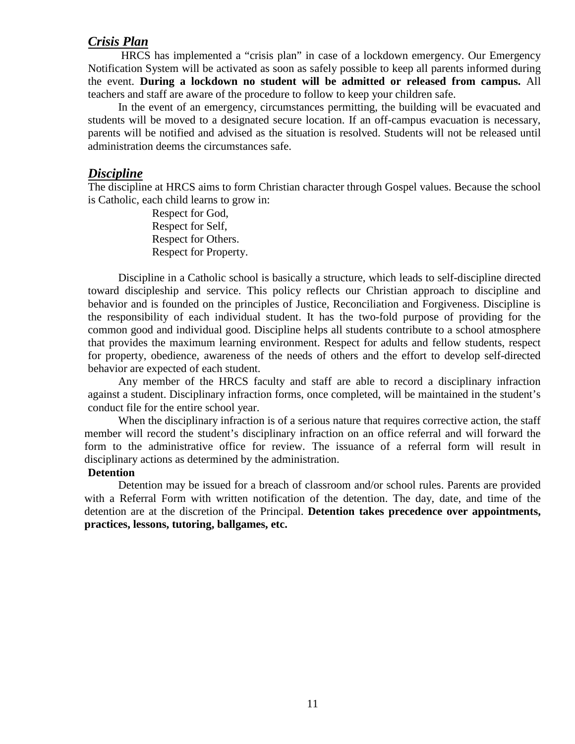## ***Crisis Plan***

HRCS has implemented a "crisis plan" in case of a lockdown emergency. Our Emergency Notification System will be activated as soon as safely possible to keep all parents informed during the event. **During a lockdown no student will be admitted or released from campus.** All teachers and staff are aware of the procedure to follow to keep your children safe.

In the event of an emergency, circumstances permitting, the building will be evacuated and students will be moved to a designated secure location. If an off-campus evacuation is necessary, parents will be notified and advised as the situation is resolved. Students will not be released until administration deems the circumstances safe.

## ***Discipline***

The discipline at HRCS aims to form Christian character through Gospel values. Because the school is Catholic, each child learns to grow in:

Respect for God,
Respect for Self,
Respect for Others.
Respect for Property.

Discipline in a Catholic school is basically a structure, which leads to self-discipline directed toward discipleship and service. This policy reflects our Christian approach to discipline and behavior and is founded on the principles of Justice, Reconciliation and Forgiveness. Discipline is the responsibility of each individual student. It has the two-fold purpose of providing for the common good and individual good. Discipline helps all students contribute to a school atmosphere that provides the maximum learning environment. Respect for adults and fellow students, respect for property, obedience, awareness of the needs of others and the effort to develop self-directed behavior are expected of each student.

Any member of the HRCS faculty and staff are able to record a disciplinary infraction against a student. Disciplinary infraction forms, once completed, will be maintained in the student's conduct file for the entire school year.

When the disciplinary infraction is of a serious nature that requires corrective action, the staff member will record the student's disciplinary infraction on an office referral and will forward the form to the administrative office for review. The issuance of a referral form will result in disciplinary actions as determined by the administration.

**Detention**

Detention may be issued for a breach of classroom and/or school rules. Parents are provided with a Referral Form with written notification of the detention. The day, date, and time of the detention are at the discretion of the Principal. **Detention takes precedence over appointments, practices, lessons, tutoring, ballgames, etc.**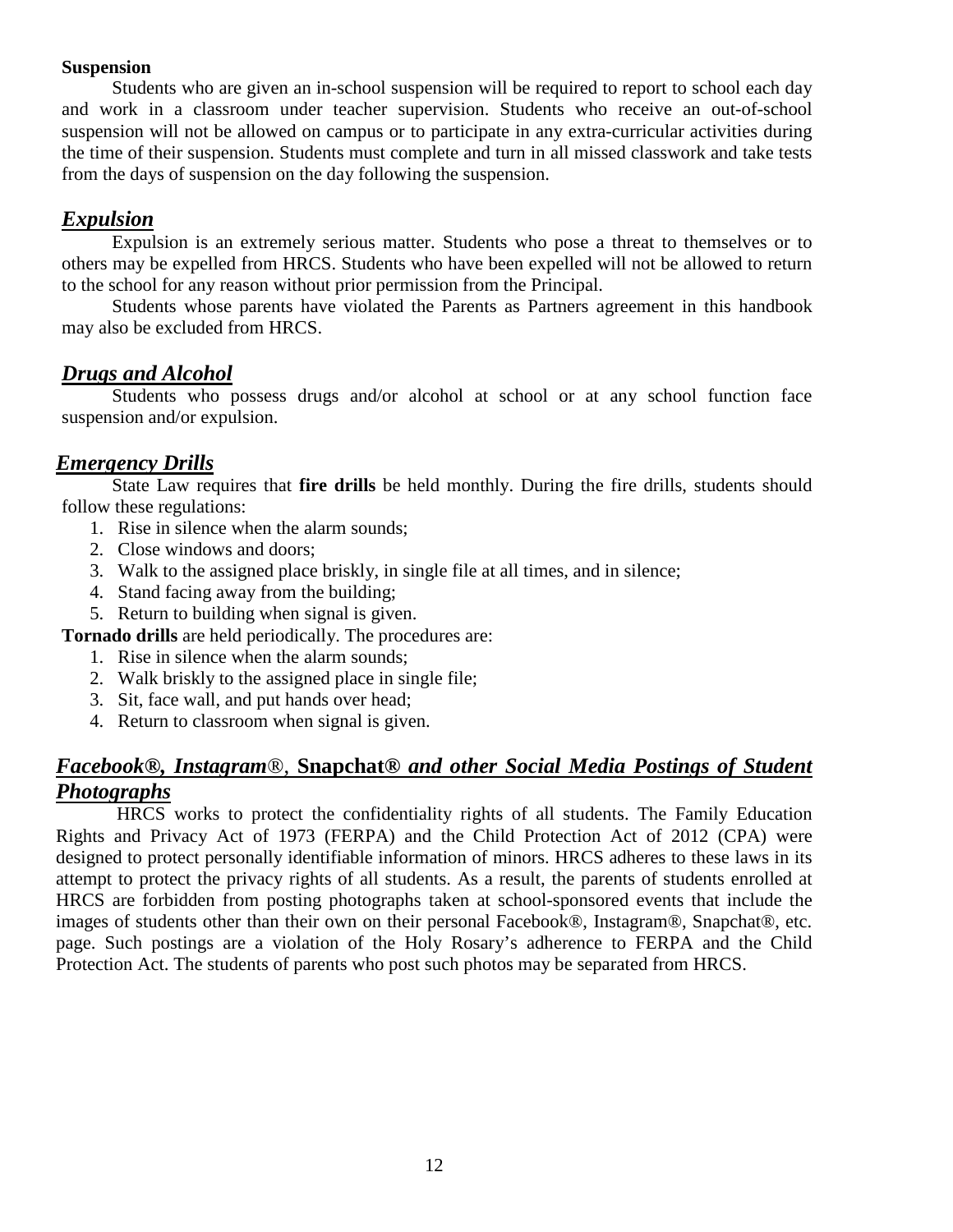**Suspension**

Students who are given an in-school suspension will be required to report to school each day and work in a classroom under teacher supervision. Students who receive an out-of-school suspension will not be allowed on campus or to participate in any extra-curricular activities during the time of their suspension. Students must complete and turn in all missed classwork and take tests from the days of suspension on the day following the suspension.

## ***Expulsion***

Expulsion is an extremely serious matter. Students who pose a threat to themselves or to others may be expelled from HRCS. Students who have been expelled will not be allowed to return to the school for any reason without prior permission from the Principal.

Students whose parents have violated the Parents as Partners agreement in this handbook may also be excluded from HRCS.

## ***Drugs and Alcohol***

Students who possess drugs and/or alcohol at school or at any school function face suspension and/or expulsion.

## ***Emergency Drills***

State Law requires that **fire drills** be held monthly. During the fire drills, students should follow these regulations:

1. Rise in silence when the alarm sounds;
2. Close windows and doors;
3. Walk to the assigned place briskly, in single file at all times, and in silence;
4. Stand facing away from the building;
5. Return to building when signal is given.

**Tornado drills** are held periodically. The procedures are:

1. Rise in silence when the alarm sounds;
2. Walk briskly to the assigned place in single file;
3. Sit, face wall, and put hands over head;
4. Return to classroom when signal is given.

## ***Facebook®, Instagram®, Snapchat® and other Social Media Postings of Student Photographs***

HRCS works to protect the confidentiality rights of all students. The Family Education Rights and Privacy Act of 1973 (FERPA) and the Child Protection Act of 2012 (CPA) were designed to protect personally identifiable information of minors. HRCS adheres to these laws in its attempt to protect the privacy rights of all students. As a result, the parents of students enrolled at HRCS are forbidden from posting photographs taken at school-sponsored events that include the images of students other than their own on their personal Facebook®, Instagram®, Snapchat®, etc. page. Such postings are a violation of the Holy Rosary's adherence to FERPA and the Child Protection Act. The students of parents who post such photos may be separated from HRCS.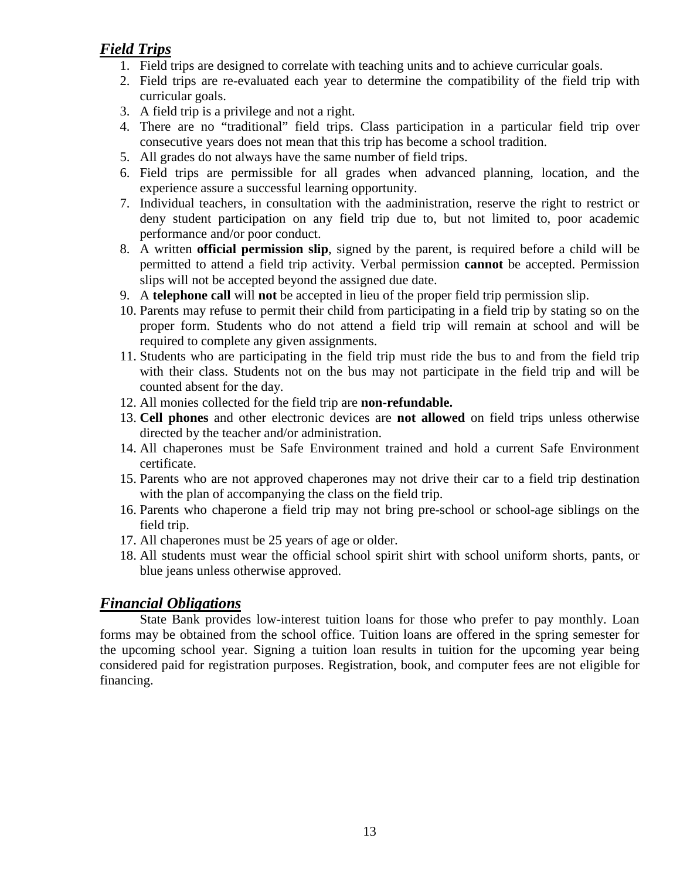## ***Field Trips***

1. Field trips are designed to correlate with teaching units and to achieve curricular goals.
2. Field trips are re-evaluated each year to determine the compatibility of the field trip with curricular goals.
3. A field trip is a privilege and not a right.
4. There are no "traditional" field trips. Class participation in a particular field trip over consecutive years does not mean that this trip has become a school tradition.
5. All grades do not always have the same number of field trips.
6. Field trips are permissible for all grades when advanced planning, location, and the experience assure a successful learning opportunity.
7. Individual teachers, in consultation with the aadministration, reserve the right to restrict or deny student participation on any field trip due to, but not limited to, poor academic performance and/or poor conduct.
8. A written **official permission slip**, signed by the parent, is required before a child will be permitted to attend a field trip activity. Verbal permission **cannot** be accepted. Permission slips will not be accepted beyond the assigned due date.
9. A **telephone call** will **not** be accepted in lieu of the proper field trip permission slip.
10. Parents may refuse to permit their child from participating in a field trip by stating so on the proper form. Students who do not attend a field trip will remain at school and will be required to complete any given assignments.
11. Students who are participating in the field trip must ride the bus to and from the field trip with their class. Students not on the bus may not participate in the field trip and will be counted absent for the day.
12. All monies collected for the field trip are **non-refundable.**
13. **Cell phones** and other electronic devices are **not allowed** on field trips unless otherwise directed by the teacher and/or administration.
14. All chaperones must be Safe Environment trained and hold a current Safe Environment certificate.
15. Parents who are not approved chaperones may not drive their car to a field trip destination with the plan of accompanying the class on the field trip.
16. Parents who chaperone a field trip may not bring pre-school or school-age siblings on the field trip.
17. All chaperones must be 25 years of age or older.
18. All students must wear the official school spirit shirt with school uniform shorts, pants, or blue jeans unless otherwise approved.

## ***Financial Obligations***

State Bank provides low-interest tuition loans for those who prefer to pay monthly. Loan forms may be obtained from the school office. Tuition loans are offered in the spring semester for the upcoming school year. Signing a tuition loan results in tuition for the upcoming year being considered paid for registration purposes. Registration, book, and computer fees are not eligible for financing.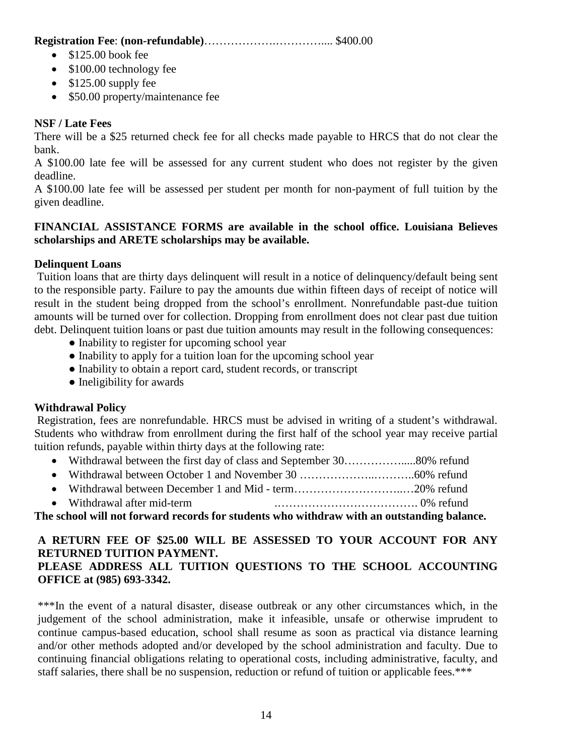**Registration Fee**: **(non-refundable)**……………….………….... $400.00

- $125.00 book fee
- $100.00 technology fee
- $125.00 supply fee
- $50.00 property/maintenance fee

**NSF / Late Fees**

There will be a $25 returned check fee for all checks made payable to HRCS that do not clear the bank.

A $100.00 late fee will be assessed for any current student who does not register by the given deadline.

A $100.00 late fee will be assessed per student per month for non-payment of full tuition by the given deadline.

**FINANCIAL ASSISTANCE FORMS are available in the school office. Louisiana Believes scholarships and ARETE scholarships may be available.**

**Delinquent Loans**

Tuition loans that are thirty days delinquent will result in a notice of delinquency/default being sent to the responsible party. Failure to pay the amounts due within fifteen days of receipt of notice will result in the student being dropped from the school's enrollment. Nonrefundable past-due tuition amounts will be turned over for collection. Dropping from enrollment does not clear past due tuition debt. Delinquent tuition loans or past due tuition amounts may result in the following consequences:

- Inability to register for upcoming school year
- Inability to apply for a tuition loan for the upcoming school year
- Inability to obtain a report card, student records, or transcript
- Ineligibility for awards

**Withdrawal Policy**

Registration, fees are nonrefundable. HRCS must be advised in writing of a student's withdrawal. Students who withdraw from enrollment during the first half of the school year may receive partial tuition refunds, payable within thirty days at the following rate:

- Withdrawal between the first day of class and September 30…………….....80% refund
- Withdrawal between October 1 and November 30 ……………….………..60% refund
- Withdrawal between December 1 and Mid - term…………………………..…20% refund
- Withdrawal after mid-term .………………………………. 0% refund

**The school will not forward records for students who withdraw with an outstanding balance.**

**A RETURN FEE OF $25.00 WILL BE ASSESSED TO YOUR ACCOUNT FOR ANY RETURNED TUITION PAYMENT.**
**PLEASE ADDRESS ALL TUITION QUESTIONS TO THE SCHOOL ACCOUNTING OFFICE at (985) 693-3342.**

***In the event of a natural disaster, disease outbreak or any other circumstances which, in the judgement of the school administration, make it infeasible, unsafe or otherwise imprudent to continue campus-based education, school shall resume as soon as practical via distance learning and/or other methods adopted and/or developed by the school administration and faculty. Due to continuing financial obligations relating to operational costs, including administrative, faculty, and staff salaries, there shall be no suspension, reduction or refund of tuition or applicable fees.***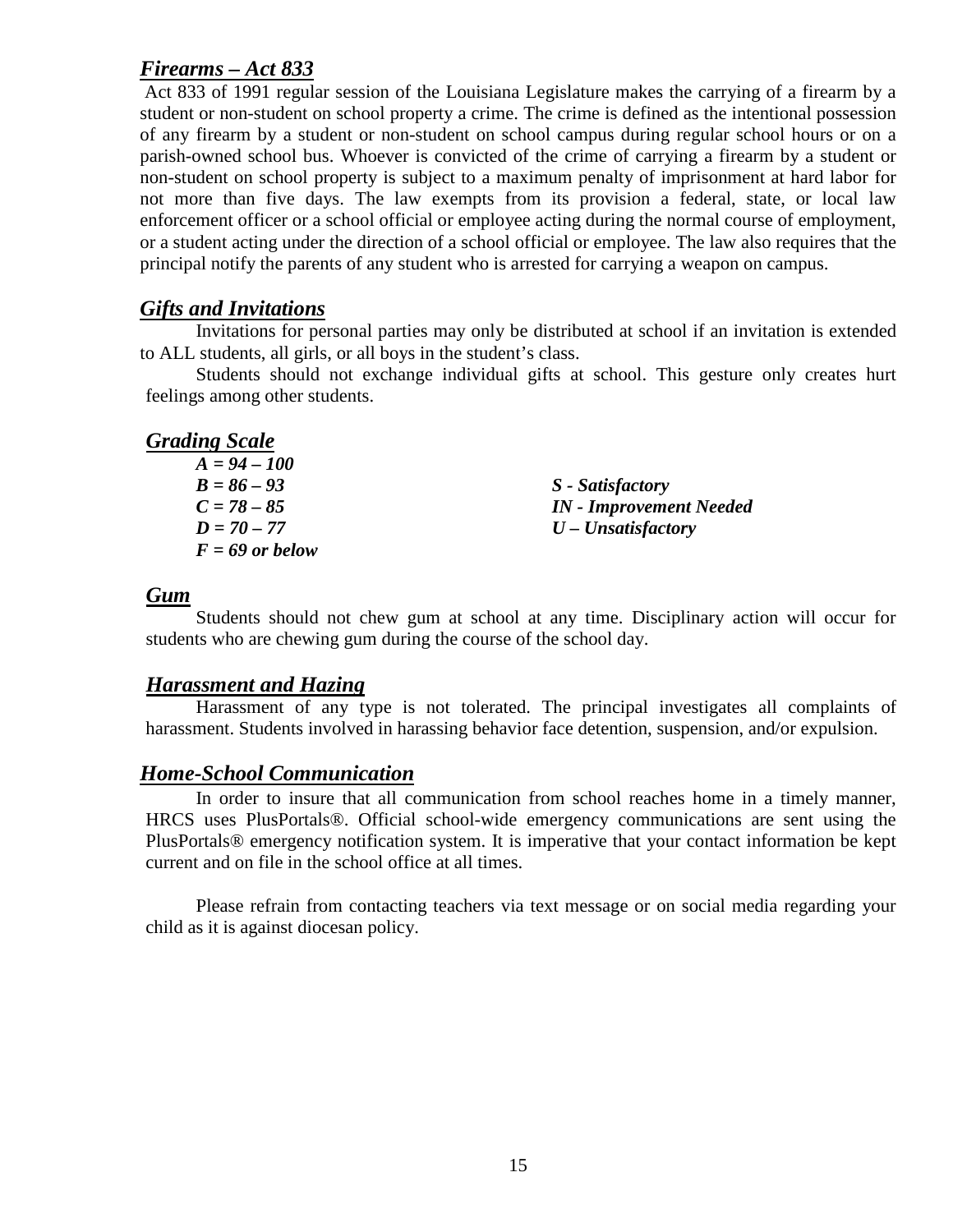## ***Firearms – Act 833***

Act 833 of 1991 regular session of the Louisiana Legislature makes the carrying of a firearm by a student or non-student on school property a crime. The crime is defined as the intentional possession of any firearm by a student or non-student on school campus during regular school hours or on a parish-owned school bus. Whoever is convicted of the crime of carrying a firearm by a student or non-student on school property is subject to a maximum penalty of imprisonment at hard labor for not more than five days. The law exempts from its provision a federal, state, or local law enforcement officer or a school official or employee acting during the normal course of employment, or a student acting under the direction of a school official or employee. The law also requires that the principal notify the parents of any student who is arrested for carrying a weapon on campus.

## ***Gifts and Invitations***

Invitations for personal parties may only be distributed at school if an invitation is extended to ALL students, all girls, or all boys in the student's class.

Students should not exchange individual gifts at school. This gesture only creates hurt feelings among other students.

## ***Grading Scale***

| | |
|---|---|
| ***A = 94 – 100*** | |
| ***B = 86 – 93*** | ***S - Satisfactory*** |
| ***C = 78 – 85*** | ***IN - Improvement Needed*** |
| ***D = 70 – 77*** | ***U – Unsatisfactory*** |
| ***F = 69 or below*** | |

## ***Gum***

Students should not chew gum at school at any time. Disciplinary action will occur for students who are chewing gum during the course of the school day.

## ***Harassment and Hazing***

Harassment of any type is not tolerated. The principal investigates all complaints of harassment. Students involved in harassing behavior face detention, suspension, and/or expulsion.

## ***Home-School Communication***

In order to insure that all communication from school reaches home in a timely manner, HRCS uses PlusPortals®. Official school-wide emergency communications are sent using the PlusPortals® emergency notification system. It is imperative that your contact information be kept current and on file in the school office at all times.

Please refrain from contacting teachers via text message or on social media regarding your child as it is against diocesan policy.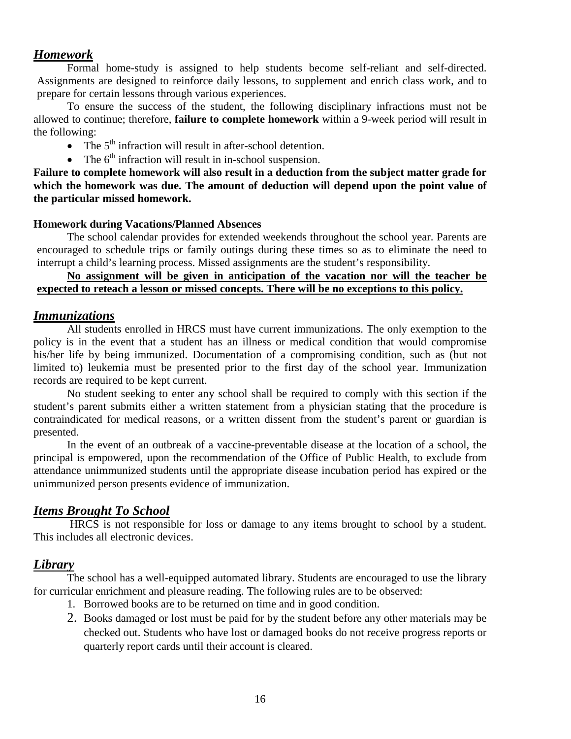## ***Homework***

Formal home-study is assigned to help students become self-reliant and self-directed. Assignments are designed to reinforce daily lessons, to supplement and enrich class work, and to prepare for certain lessons through various experiences.

To ensure the success of the student, the following disciplinary infractions must not be allowed to continue; therefore, **failure to complete homework** within a 9-week period will result in the following:

- The 5th infraction will result in after-school detention.
- The 6th infraction will result in in-school suspension.

**Failure to complete homework will also result in a deduction from the subject matter grade for which the homework was due. The amount of deduction will depend upon the point value of the particular missed homework.**

### Homework during Vacations/Planned Absences

The school calendar provides for extended weekends throughout the school year. Parents are encouraged to schedule trips or family outings during these times so as to eliminate the need to interrupt a child's learning process. Missed assignments are the student's responsibility.

<u>**No assignment will be given in anticipation of the vacation nor will the teacher be expected to reteach a lesson or missed concepts. There will be no exceptions to this policy.**</u>

## ***Immunizations***

All students enrolled in HRCS must have current immunizations. The only exemption to the policy is in the event that a student has an illness or medical condition that would compromise his/her life by being immunized. Documentation of a compromising condition, such as (but not limited to) leukemia must be presented prior to the first day of the school year. Immunization records are required to be kept current.

No student seeking to enter any school shall be required to comply with this section if the student's parent submits either a written statement from a physician stating that the procedure is contraindicated for medical reasons, or a written dissent from the student's parent or guardian is presented.

In the event of an outbreak of a vaccine-preventable disease at the location of a school, the principal is empowered, upon the recommendation of the Office of Public Health, to exclude from attendance unimmunized students until the appropriate disease incubation period has expired or the unimmunized person presents evidence of immunization.

## ***Items Brought To School***

HRCS is not responsible for loss or damage to any items brought to school by a student. This includes all electronic devices.

## ***Library***

The school has a well-equipped automated library. Students are encouraged to use the library for curricular enrichment and pleasure reading. The following rules are to be observed:

1. Borrowed books are to be returned on time and in good condition.
2. Books damaged or lost must be paid for by the student before any other materials may be checked out. Students who have lost or damaged books do not receive progress reports or quarterly report cards until their account is cleared.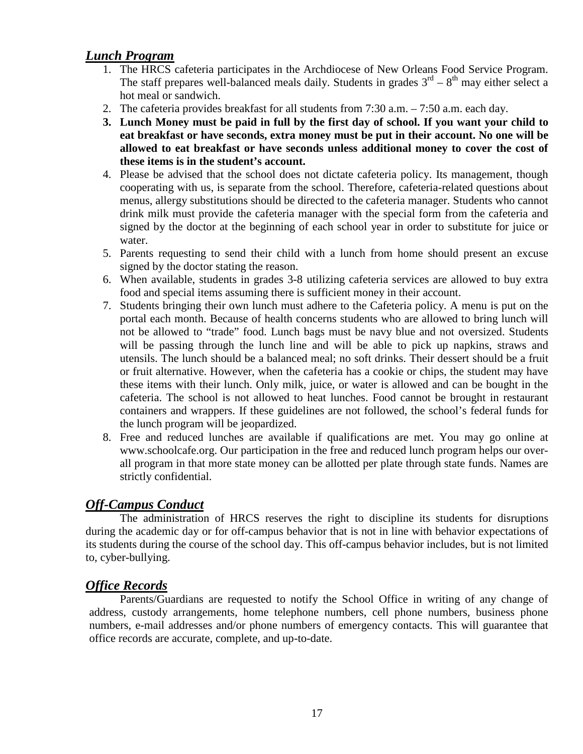## ***Lunch Program***

1. The HRCS cafeteria participates in the Archdiocese of New Orleans Food Service Program. The staff prepares well-balanced meals daily. Students in grades 3rd – 8th may either select a hot meal or sandwich.
2. The cafeteria provides breakfast for all students from 7:30 a.m. – 7:50 a.m. each day.
3. **Lunch Money must be paid in full by the first day of school. If you want your child to eat breakfast or have seconds, extra money must be put in their account. No one will be allowed to eat breakfast or have seconds unless additional money to cover the cost of these items is in the student's account.**
4. Please be advised that the school does not dictate cafeteria policy. Its management, though cooperating with us, is separate from the school. Therefore, cafeteria-related questions about menus, allergy substitutions should be directed to the cafeteria manager. Students who cannot drink milk must provide the cafeteria manager with the special form from the cafeteria and signed by the doctor at the beginning of each school year in order to substitute for juice or water.
5. Parents requesting to send their child with a lunch from home should present an excuse signed by the doctor stating the reason.
6. When available, students in grades 3-8 utilizing cafeteria services are allowed to buy extra food and special items assuming there is sufficient money in their account.
7. Students bringing their own lunch must adhere to the Cafeteria policy. A menu is put on the portal each month. Because of health concerns students who are allowed to bring lunch will not be allowed to "trade" food. Lunch bags must be navy blue and not oversized. Students will be passing through the lunch line and will be able to pick up napkins, straws and utensils. The lunch should be a balanced meal; no soft drinks. Their dessert should be a fruit or fruit alternative. However, when the cafeteria has a cookie or chips, the student may have these items with their lunch. Only milk, juice, or water is allowed and can be bought in the cafeteria. The school is not allowed to heat lunches. Food cannot be brought in restaurant containers and wrappers. If these guidelines are not followed, the school's federal funds for the lunch program will be jeopardized.
8. Free and reduced lunches are available if qualifications are met. You may go online at www.schoolcafe.org. Our participation in the free and reduced lunch program helps our over-all program in that more state money can be allotted per plate through state funds. Names are strictly confidential.

## ***Off-Campus Conduct***

The administration of HRCS reserves the right to discipline its students for disruptions during the academic day or for off-campus behavior that is not in line with behavior expectations of its students during the course of the school day. This off-campus behavior includes, but is not limited to, cyber-bullying.

## ***Office Records***

Parents/Guardians are requested to notify the School Office in writing of any change of address, custody arrangements, home telephone numbers, cell phone numbers, business phone numbers, e-mail addresses and/or phone numbers of emergency contacts. This will guarantee that office records are accurate, complete, and up-to-date.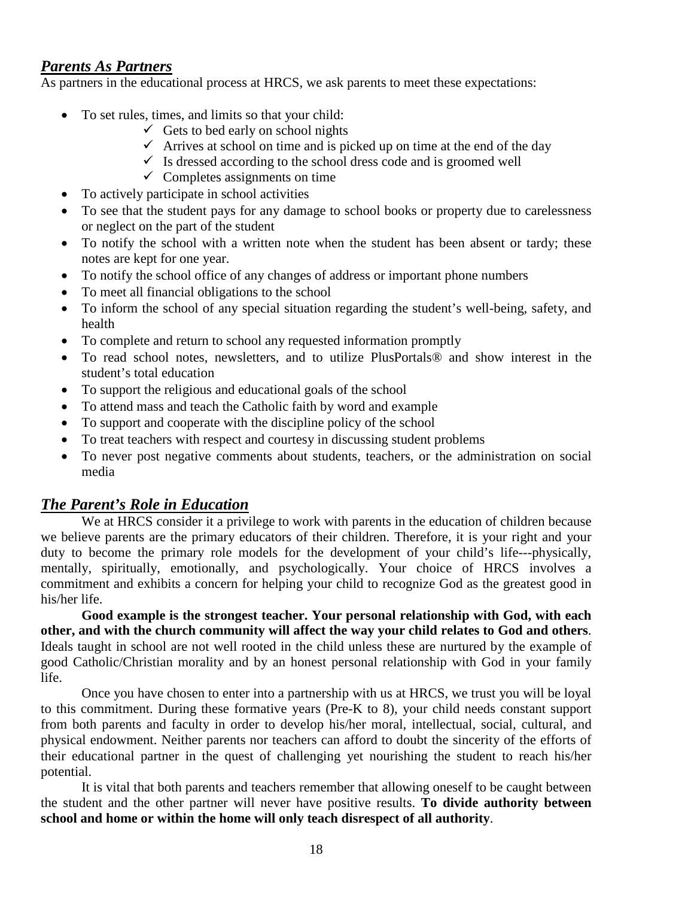## ***Parents As Partners***

As partners in the educational process at HRCS, we ask parents to meet these expectations:

- To set rules, times, and limits so that your child:
  - ✓ Gets to bed early on school nights
  - ✓ Arrives at school on time and is picked up on time at the end of the day
  - ✓ Is dressed according to the school dress code and is groomed well
  - ✓ Completes assignments on time
- To actively participate in school activities
- To see that the student pays for any damage to school books or property due to carelessness or neglect on the part of the student
- To notify the school with a written note when the student has been absent or tardy; these notes are kept for one year.
- To notify the school office of any changes of address or important phone numbers
- To meet all financial obligations to the school
- To inform the school of any special situation regarding the student's well-being, safety, and health
- To complete and return to school any requested information promptly
- To read school notes, newsletters, and to utilize PlusPortals® and show interest in the student's total education
- To support the religious and educational goals of the school
- To attend mass and teach the Catholic faith by word and example
- To support and cooperate with the discipline policy of the school
- To treat teachers with respect and courtesy in discussing student problems
- To never post negative comments about students, teachers, or the administration on social media

## ***The Parent's Role in Education***

We at HRCS consider it a privilege to work with parents in the education of children because we believe parents are the primary educators of their children. Therefore, it is your right and your duty to become the primary role models for the development of your child's life---physically, mentally, spiritually, emotionally, and psychologically. Your choice of HRCS involves a commitment and exhibits a concern for helping your child to recognize God as the greatest good in his/her life.

**Good example is the strongest teacher. Your personal relationship with God, with each other, and with the church community will affect the way your child relates to God and others**. Ideals taught in school are not well rooted in the child unless these are nurtured by the example of good Catholic/Christian morality and by an honest personal relationship with God in your family life.

Once you have chosen to enter into a partnership with us at HRCS, we trust you will be loyal to this commitment. During these formative years (Pre-K to 8), your child needs constant support from both parents and faculty in order to develop his/her moral, intellectual, social, cultural, and physical endowment. Neither parents nor teachers can afford to doubt the sincerity of the efforts of their educational partner in the quest of challenging yet nourishing the student to reach his/her potential.

It is vital that both parents and teachers remember that allowing oneself to be caught between the student and the other partner will never have positive results. **To divide authority between school and home or within the home will only teach disrespect of all authority**.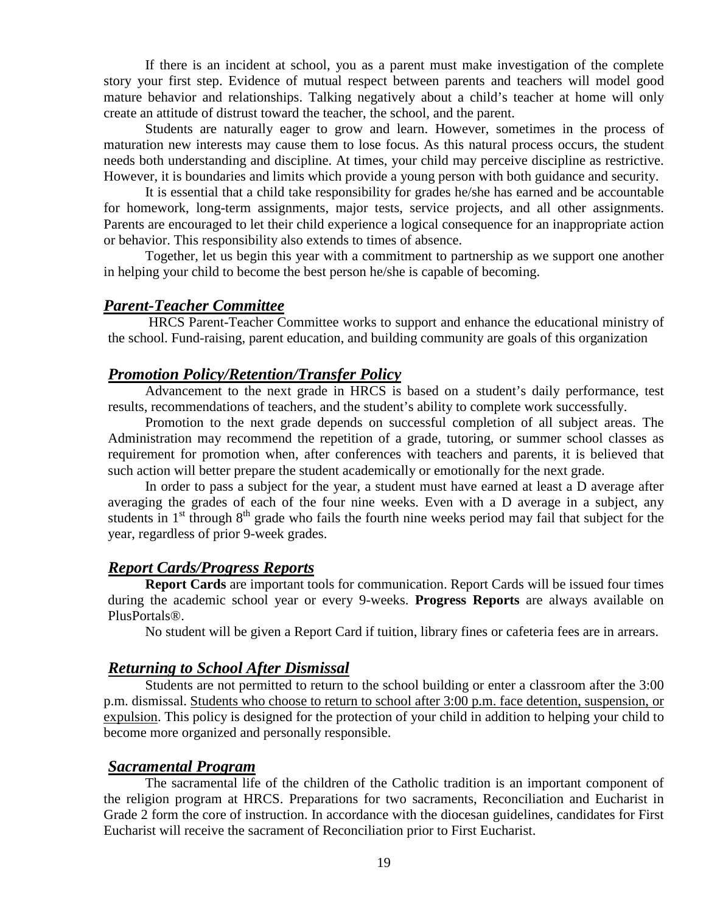If there is an incident at school, you as a parent must make investigation of the complete story your first step. Evidence of mutual respect between parents and teachers will model good mature behavior and relationships. Talking negatively about a child's teacher at home will only create an attitude of distrust toward the teacher, the school, and the parent.

Students are naturally eager to grow and learn. However, sometimes in the process of maturation new interests may cause them to lose focus. As this natural process occurs, the student needs both understanding and discipline. At times, your child may perceive discipline as restrictive. However, it is boundaries and limits which provide a young person with both guidance and security.

It is essential that a child take responsibility for grades he/she has earned and be accountable for homework, long-term assignments, major tests, service projects, and all other assignments. Parents are encouraged to let their child experience a logical consequence for an inappropriate action or behavior. This responsibility also extends to times of absence.

Together, let us begin this year with a commitment to partnership as we support one another in helping your child to become the best person he/she is capable of becoming.

## ***Parent-Teacher Committee***

HRCS Parent-Teacher Committee works to support and enhance the educational ministry of the school. Fund-raising, parent education, and building community are goals of this organization

## ***Promotion Policy/Retention/Transfer Policy***

Advancement to the next grade in HRCS is based on a student's daily performance, test results, recommendations of teachers, and the student's ability to complete work successfully.

Promotion to the next grade depends on successful completion of all subject areas. The Administration may recommend the repetition of a grade, tutoring, or summer school classes as requirement for promotion when, after conferences with teachers and parents, it is believed that such action will better prepare the student academically or emotionally for the next grade.

In order to pass a subject for the year, a student must have earned at least a D average after averaging the grades of each of the four nine weeks. Even with a D average in a subject, any students in 1st through 8th grade who fails the fourth nine weeks period may fail that subject for the year, regardless of prior 9-week grades.

## ***Report Cards/Progress Reports***

**Report Cards** are important tools for communication. Report Cards will be issued four times during the academic school year or every 9-weeks. **Progress Reports** are always available on PlusPortals®.

No student will be given a Report Card if tuition, library fines or cafeteria fees are in arrears.

## ***Returning to School After Dismissal***

Students are not permitted to return to the school building or enter a classroom after the 3:00 p.m. dismissal. Students who choose to return to school after 3:00 p.m. face detention, suspension, or expulsion. This policy is designed for the protection of your child in addition to helping your child to become more organized and personally responsible.

## ***Sacramental Program***

The sacramental life of the children of the Catholic tradition is an important component of the religion program at HRCS. Preparations for two sacraments, Reconciliation and Eucharist in Grade 2 form the core of instruction. In accordance with the diocesan guidelines, candidates for First Eucharist will receive the sacrament of Reconciliation prior to First Eucharist.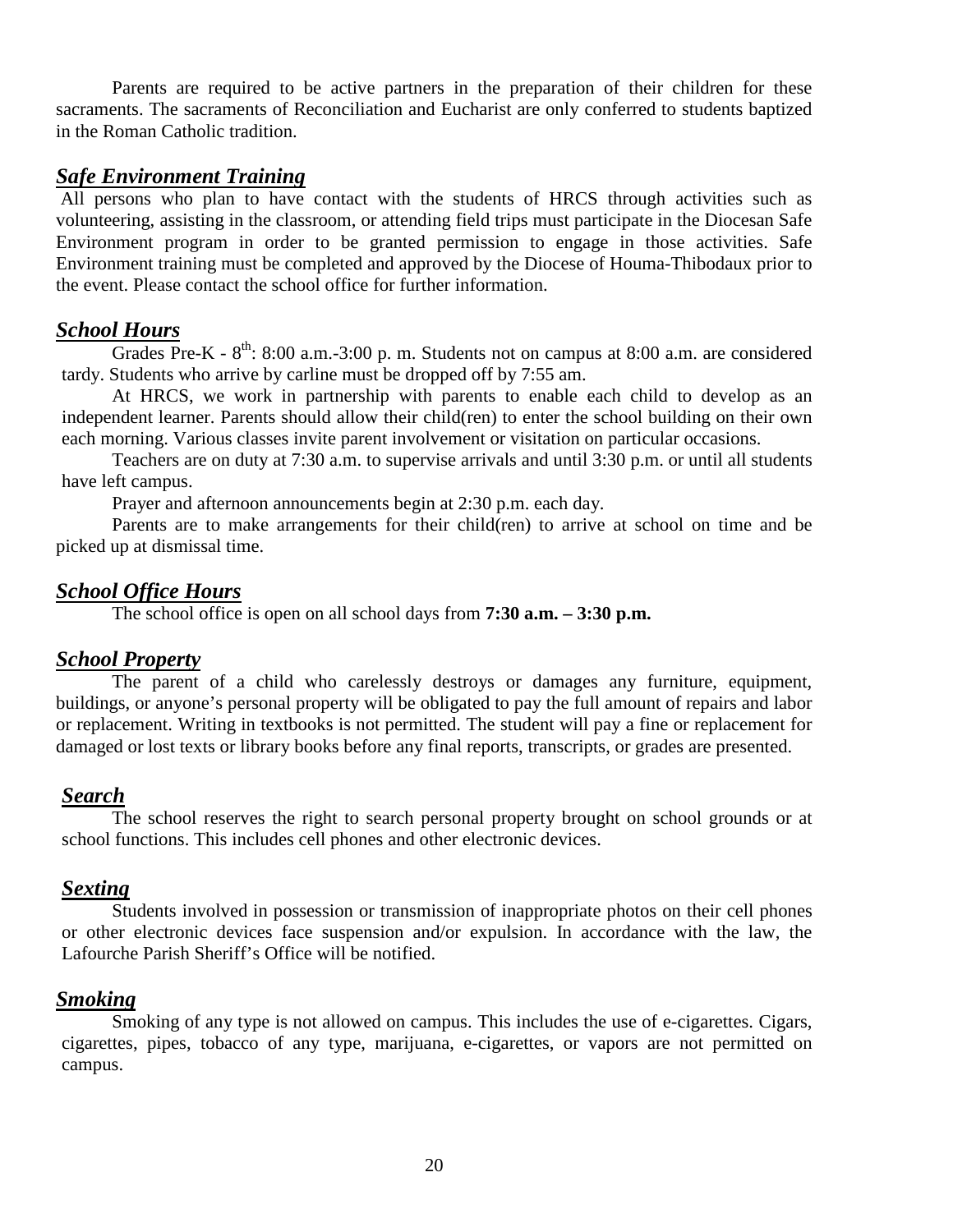Parents are required to be active partners in the preparation of their children for these sacraments. The sacraments of Reconciliation and Eucharist are only conferred to students baptized in the Roman Catholic tradition.

## ***Safe Environment Training***

All persons who plan to have contact with the students of HRCS through activities such as volunteering, assisting in the classroom, or attending field trips must participate in the Diocesan Safe Environment program in order to be granted permission to engage in those activities. Safe Environment training must be completed and approved by the Diocese of Houma-Thibodaux prior to the event. Please contact the school office for further information.

## ***School Hours***

Grades Pre-K - 8th: 8:00 a.m.-3:00 p. m. Students not on campus at 8:00 a.m. are considered tardy. Students who arrive by carline must be dropped off by 7:55 am.

At HRCS, we work in partnership with parents to enable each child to develop as an independent learner. Parents should allow their child(ren) to enter the school building on their own each morning. Various classes invite parent involvement or visitation on particular occasions.

Teachers are on duty at 7:30 a.m. to supervise arrivals and until 3:30 p.m. or until all students have left campus.

Prayer and afternoon announcements begin at 2:30 p.m. each day.

Parents are to make arrangements for their child(ren) to arrive at school on time and be picked up at dismissal time.

## ***School Office Hours***

The school office is open on all school days from **7:30 a.m. – 3:30 p.m.**

## ***School Property***

The parent of a child who carelessly destroys or damages any furniture, equipment, buildings, or anyone's personal property will be obligated to pay the full amount of repairs and labor or replacement. Writing in textbooks is not permitted. The student will pay a fine or replacement for damaged or lost texts or library books before any final reports, transcripts, or grades are presented.

## ***Search***

The school reserves the right to search personal property brought on school grounds or at school functions. This includes cell phones and other electronic devices.

## ***Sexting***

Students involved in possession or transmission of inappropriate photos on their cell phones or other electronic devices face suspension and/or expulsion. In accordance with the law, the Lafourche Parish Sheriff's Office will be notified.

## ***Smoking***

Smoking of any type is not allowed on campus. This includes the use of e-cigarettes. Cigars, cigarettes, pipes, tobacco of any type, marijuana, e-cigarettes, or vapors are not permitted on campus.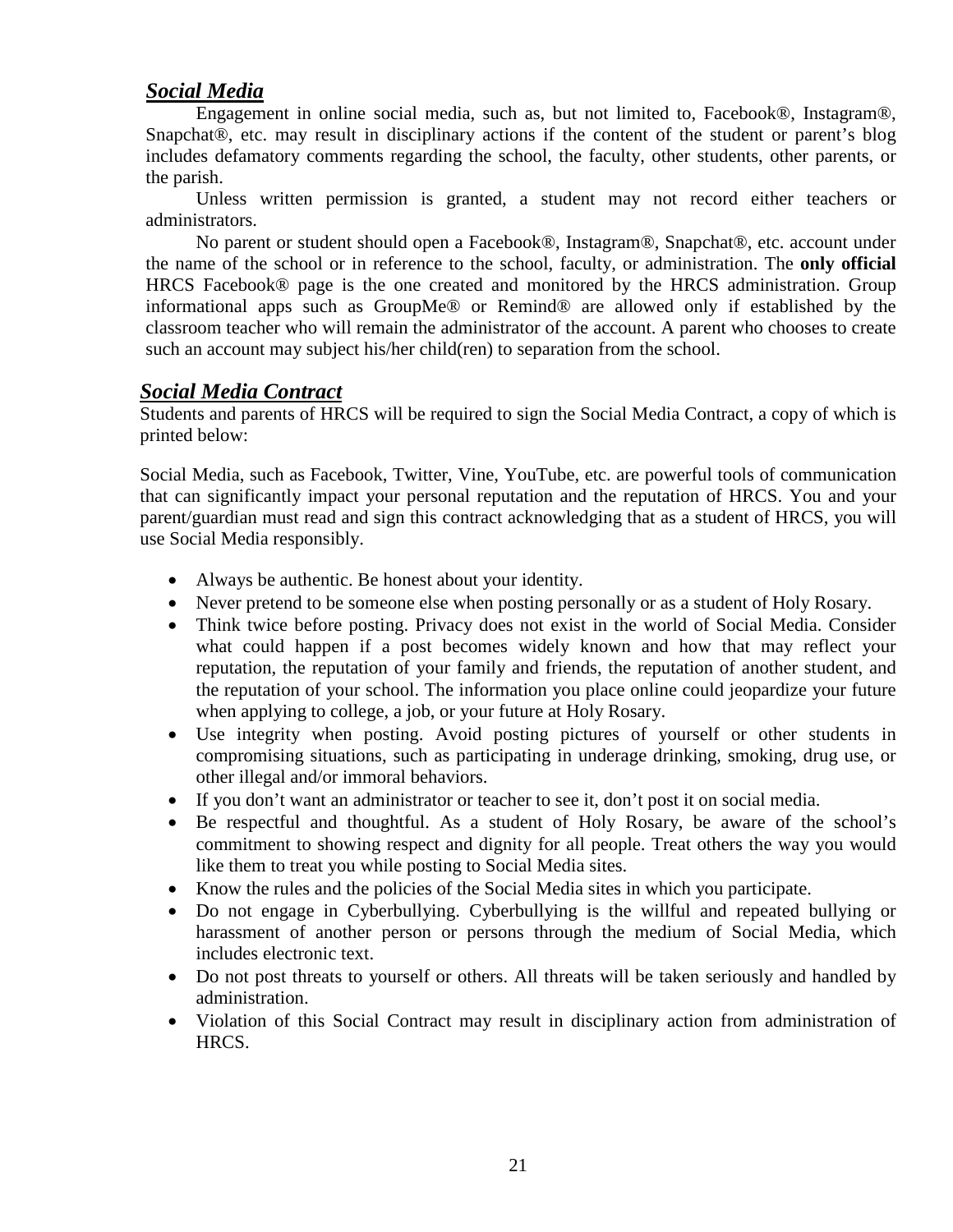## ***Social Media***

Engagement in online social media, such as, but not limited to, Facebook®, Instagram®, Snapchat®, etc. may result in disciplinary actions if the content of the student or parent's blog includes defamatory comments regarding the school, the faculty, other students, other parents, or the parish.

Unless written permission is granted, a student may not record either teachers or administrators.

No parent or student should open a Facebook®, Instagram®, Snapchat®, etc. account under the name of the school or in reference to the school, faculty, or administration. The **only official** HRCS Facebook® page is the one created and monitored by the HRCS administration. Group informational apps such as GroupMe® or Remind® are allowed only if established by the classroom teacher who will remain the administrator of the account. A parent who chooses to create such an account may subject his/her child(ren) to separation from the school.

## ***Social Media Contract***

Students and parents of HRCS will be required to sign the Social Media Contract, a copy of which is printed below:

Social Media, such as Facebook, Twitter, Vine, YouTube, etc. are powerful tools of communication that can significantly impact your personal reputation and the reputation of HRCS. You and your parent/guardian must read and sign this contract acknowledging that as a student of HRCS, you will use Social Media responsibly.

- Always be authentic. Be honest about your identity.
- Never pretend to be someone else when posting personally or as a student of Holy Rosary.
- Think twice before posting. Privacy does not exist in the world of Social Media. Consider what could happen if a post becomes widely known and how that may reflect your reputation, the reputation of your family and friends, the reputation of another student, and the reputation of your school. The information you place online could jeopardize your future when applying to college, a job, or your future at Holy Rosary.
- Use integrity when posting. Avoid posting pictures of yourself or other students in compromising situations, such as participating in underage drinking, smoking, drug use, or other illegal and/or immoral behaviors.
- If you don't want an administrator or teacher to see it, don't post it on social media.
- Be respectful and thoughtful. As a student of Holy Rosary, be aware of the school's commitment to showing respect and dignity for all people. Treat others the way you would like them to treat you while posting to Social Media sites.
- Know the rules and the policies of the Social Media sites in which you participate.
- Do not engage in Cyberbullying. Cyberbullying is the willful and repeated bullying or harassment of another person or persons through the medium of Social Media, which includes electronic text.
- Do not post threats to yourself or others. All threats will be taken seriously and handled by administration.
- Violation of this Social Contract may result in disciplinary action from administration of HRCS.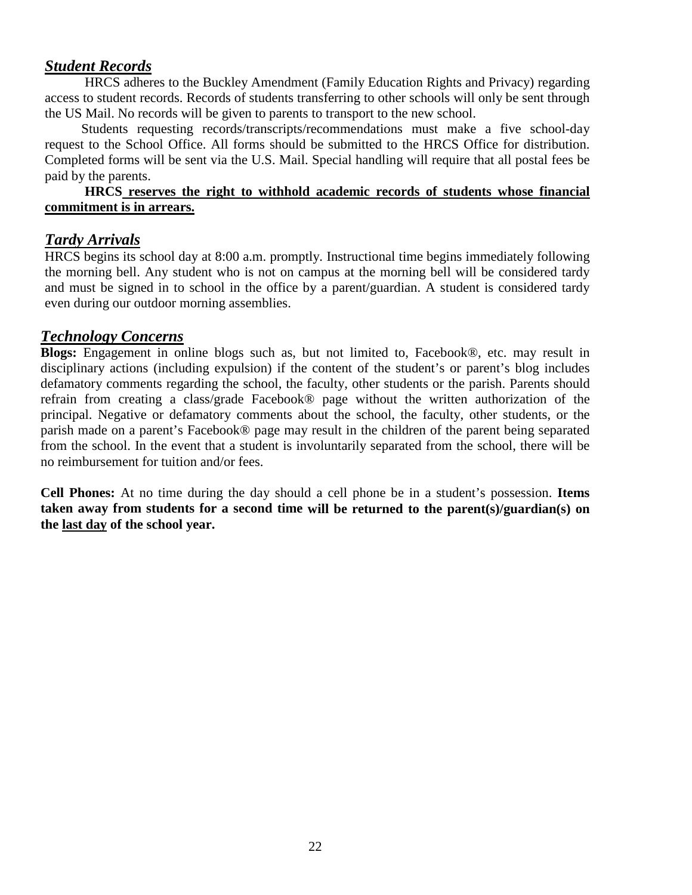## ***Student Records***

HRCS adheres to the Buckley Amendment (Family Education Rights and Privacy) regarding access to student records. Records of students transferring to other schools will only be sent through the US Mail. No records will be given to parents to transport to the new school.

Students requesting records/transcripts/recommendations must make a five school-day request to the School Office. All forms should be submitted to the HRCS Office for distribution. Completed forms will be sent via the U.S. Mail. Special handling will require that all postal fees be paid by the parents.

**<u>HRCS reserves the right to withhold academic records of students whose financial commitment is in arrears.</u>**

## ***Tardy Arrivals***

HRCS begins its school day at 8:00 a.m. promptly. Instructional time begins immediately following the morning bell. Any student who is not on campus at the morning bell will be considered tardy and must be signed in to school in the office by a parent/guardian. A student is considered tardy even during our outdoor morning assemblies.

## ***Technology Concerns***

**Blogs:** Engagement in online blogs such as, but not limited to, Facebook®, etc. may result in disciplinary actions (including expulsion) if the content of the student's or parent's blog includes defamatory comments regarding the school, the faculty, other students or the parish. Parents should refrain from creating a class/grade Facebook® page without the written authorization of the principal. Negative or defamatory comments about the school, the faculty, other students, or the parish made on a parent's Facebook® page may result in the children of the parent being separated from the school. In the event that a student is involuntarily separated from the school, there will be no reimbursement for tuition and/or fees.

**Cell Phones:** At no time during the day should a cell phone be in a student's possession. **Items taken away from students for a second time will be returned to the parent(s)/guardian(s) on the <u>last day</u> of the school year.**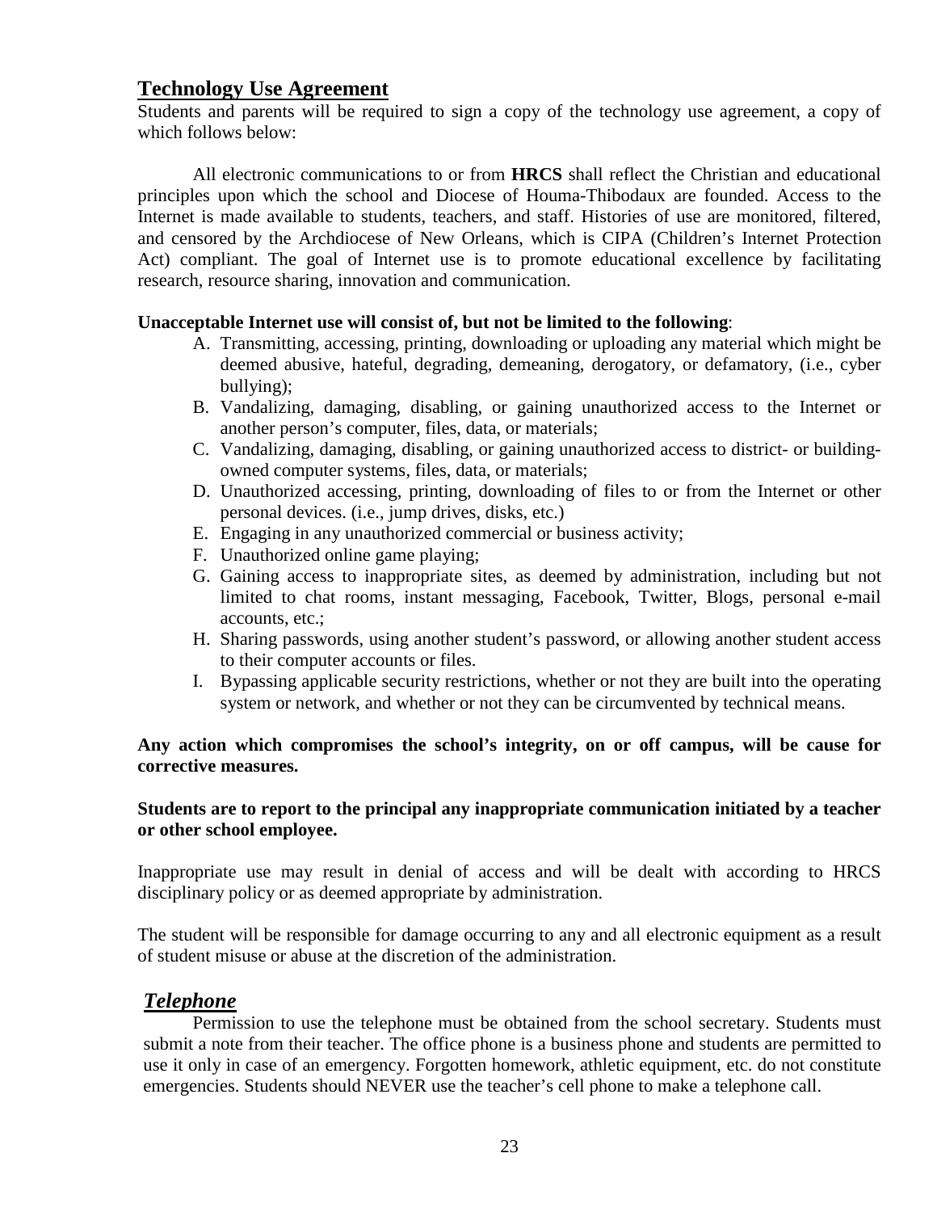## Technology Use Agreement

Students and parents will be required to sign a copy of the technology use agreement, a copy of which follows below:

All electronic communications to or from **HRCS** shall reflect the Christian and educational principles upon which the school and Diocese of Houma-Thibodaux are founded. Access to the Internet is made available to students, teachers, and staff. Histories of use are monitored, filtered, and censored by the Archdiocese of New Orleans, which is CIPA (Children's Internet Protection Act) compliant. The goal of Internet use is to promote educational excellence by facilitating research, resource sharing, innovation and communication.

**Unacceptable Internet use will consist of, but not be limited to the following**:

A. Transmitting, accessing, printing, downloading or uploading any material which might be deemed abusive, hateful, degrading, demeaning, derogatory, or defamatory, (i.e., cyber bullying);
B. Vandalizing, damaging, disabling, or gaining unauthorized access to the Internet or another person's computer, files, data, or materials;
C. Vandalizing, damaging, disabling, or gaining unauthorized access to district- or building-owned computer systems, files, data, or materials;
D. Unauthorized accessing, printing, downloading of files to or from the Internet or other personal devices. (i.e., jump drives, disks, etc.)
E. Engaging in any unauthorized commercial or business activity;
F. Unauthorized online game playing;
G. Gaining access to inappropriate sites, as deemed by administration, including but not limited to chat rooms, instant messaging, Facebook, Twitter, Blogs, personal e-mail accounts, etc.;
H. Sharing passwords, using another student's password, or allowing another student access to their computer accounts or files.
I. Bypassing applicable security restrictions, whether or not they are built into the operating system or network, and whether or not they can be circumvented by technical means.

**Any action which compromises the school's integrity, on or off campus, will be cause for corrective measures.**

**Students are to report to the principal any inappropriate communication initiated by a teacher or other school employee.**

Inappropriate use may result in denial of access and will be dealt with according to HRCS disciplinary policy or as deemed appropriate by administration.

The student will be responsible for damage occurring to any and all electronic equipment as a result of student misuse or abuse at the discretion of the administration.

### ***Telephone***

Permission to use the telephone must be obtained from the school secretary. Students must submit a note from their teacher. The office phone is a business phone and students are permitted to use it only in case of an emergency. Forgotten homework, athletic equipment, etc. do not constitute emergencies. Students should NEVER use the teacher's cell phone to make a telephone call.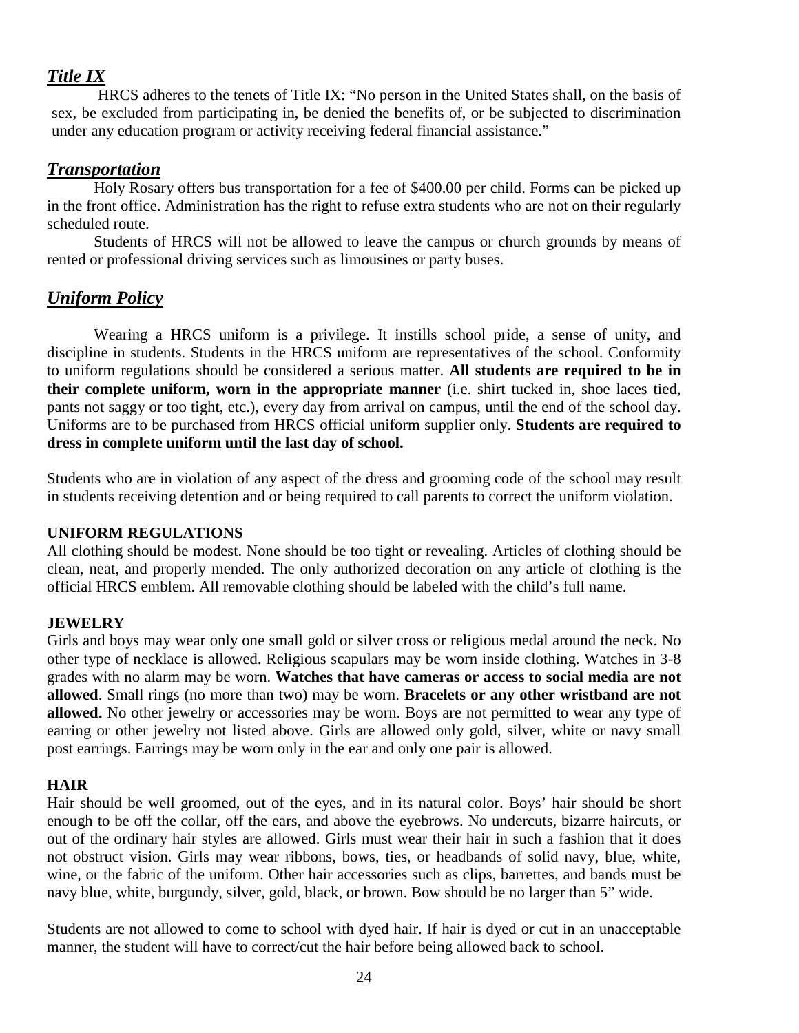## ***Title IX***

HRCS adheres to the tenets of Title IX: "No person in the United States shall, on the basis of sex, be excluded from participating in, be denied the benefits of, or be subjected to discrimination under any education program or activity receiving federal financial assistance."

## ***Transportation***

Holy Rosary offers bus transportation for a fee of $400.00 per child. Forms can be picked up in the front office. Administration has the right to refuse extra students who are not on their regularly scheduled route.

Students of HRCS will not be allowed to leave the campus or church grounds by means of rented or professional driving services such as limousines or party buses.

## ***Uniform Policy***

Wearing a HRCS uniform is a privilege. It instills school pride, a sense of unity, and discipline in students. Students in the HRCS uniform are representatives of the school. Conformity to uniform regulations should be considered a serious matter. **All students are required to be in their complete uniform, worn in the appropriate manner** (i.e. shirt tucked in, shoe laces tied, pants not saggy or too tight, etc.), every day from arrival on campus, until the end of the school day. Uniforms are to be purchased from HRCS official uniform supplier only. **Students are required to dress in complete uniform until the last day of school.**

Students who are in violation of any aspect of the dress and grooming code of the school may result in students receiving detention and or being required to call parents to correct the uniform violation.

### UNIFORM REGULATIONS

All clothing should be modest. None should be too tight or revealing. Articles of clothing should be clean, neat, and properly mended. The only authorized decoration on any article of clothing is the official HRCS emblem. All removable clothing should be labeled with the child's full name.

### JEWELRY

Girls and boys may wear only one small gold or silver cross or religious medal around the neck. No other type of necklace is allowed. Religious scapulars may be worn inside clothing. Watches in 3-8 grades with no alarm may be worn. **Watches that have cameras or access to social media are not allowed**. Small rings (no more than two) may be worn. **Bracelets or any other wristband are not allowed.** No other jewelry or accessories may be worn. Boys are not permitted to wear any type of earring or other jewelry not listed above. Girls are allowed only gold, silver, white or navy small post earrings. Earrings may be worn only in the ear and only one pair is allowed.

### HAIR

Hair should be well groomed, out of the eyes, and in its natural color. Boys' hair should be short enough to be off the collar, off the ears, and above the eyebrows. No undercuts, bizarre haircuts, or out of the ordinary hair styles are allowed. Girls must wear their hair in such a fashion that it does not obstruct vision. Girls may wear ribbons, bows, ties, or headbands of solid navy, blue, white, wine, or the fabric of the uniform. Other hair accessories such as clips, barrettes, and bands must be navy blue, white, burgundy, silver, gold, black, or brown. Bow should be no larger than 5" wide.

Students are not allowed to come to school with dyed hair. If hair is dyed or cut in an unacceptable manner, the student will have to correct/cut the hair before being allowed back to school.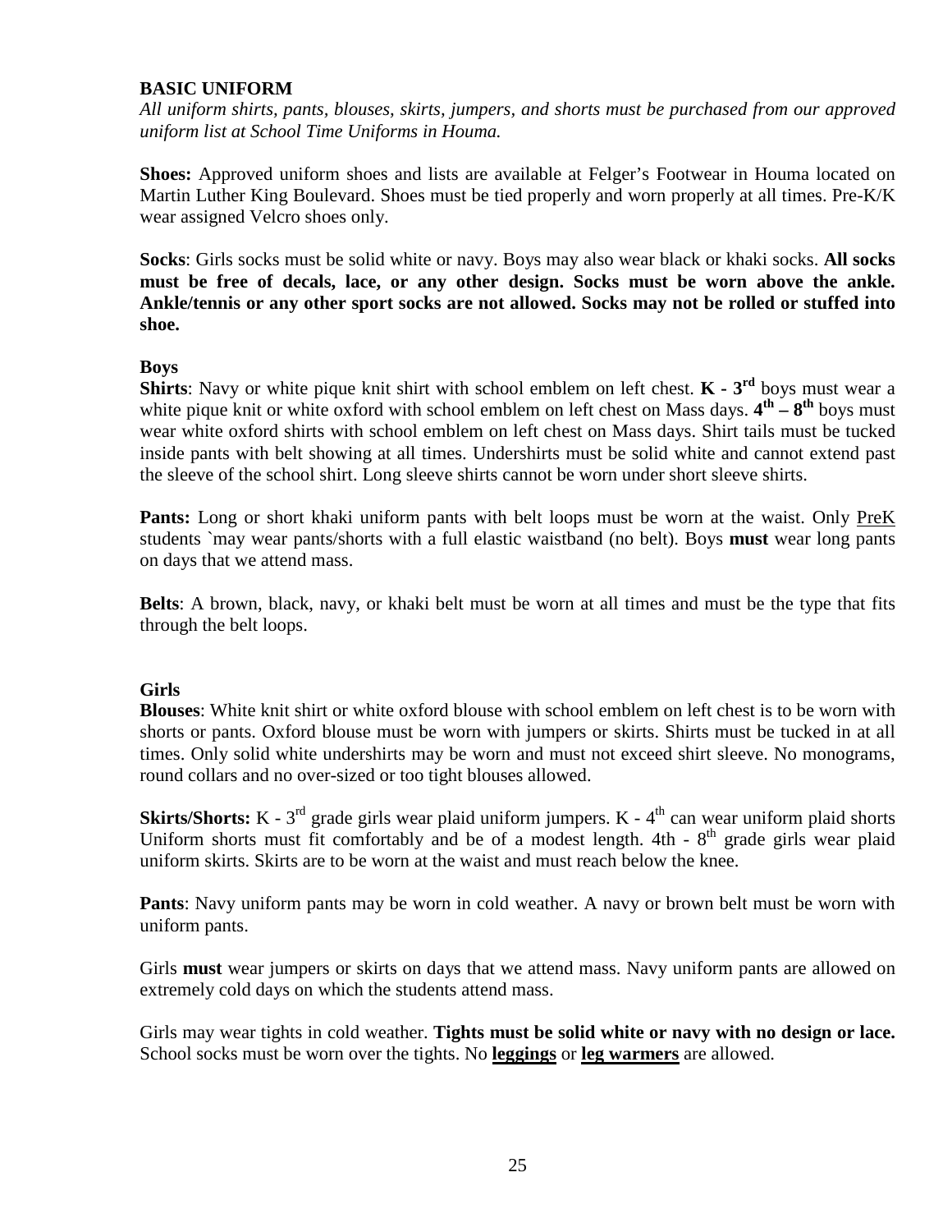## BASIC UNIFORM

*All uniform shirts, pants, blouses, skirts, jumpers, and shorts must be purchased from our approved uniform list at School Time Uniforms in Houma.*

**Shoes:** Approved uniform shoes and lists are available at Felger's Footwear in Houma located on Martin Luther King Boulevard. Shoes must be tied properly and worn properly at all times. Pre-K/K wear assigned Velcro shoes only.

**Socks**: Girls socks must be solid white or navy. Boys may also wear black or khaki socks. **All socks must be free of decals, lace, or any other design. Socks must be worn above the ankle. Ankle/tennis or any other sport socks are not allowed. Socks may not be rolled or stuffed into shoe.**

### Boys

**Shirts**: Navy or white pique knit shirt with school emblem on left chest. **K - 3rd** boys must wear a white pique knit or white oxford with school emblem on left chest on Mass days. **4th – 8th** boys must wear white oxford shirts with school emblem on left chest on Mass days. Shirt tails must be tucked inside pants with belt showing at all times. Undershirts must be solid white and cannot extend past the sleeve of the school shirt. Long sleeve shirts cannot be worn under short sleeve shirts.

**Pants:** Long or short khaki uniform pants with belt loops must be worn at the waist. Only <u>PreK</u> students `may wear pants/shorts with a full elastic waistband (no belt). Boys **must** wear long pants on days that we attend mass.

**Belts**: A brown, black, navy, or khaki belt must be worn at all times and must be the type that fits through the belt loops.

### Girls

**Blouses**: White knit shirt or white oxford blouse with school emblem on left chest is to be worn with shorts or pants. Oxford blouse must be worn with jumpers or skirts. Shirts must be tucked in at all times. Only solid white undershirts may be worn and must not exceed shirt sleeve. No monograms, round collars and no over-sized or too tight blouses allowed.

**Skirts/Shorts:** K - 3rd grade girls wear plaid uniform jumpers. K - 4th can wear uniform plaid shorts Uniform shorts must fit comfortably and be of a modest length. 4th - 8th grade girls wear plaid uniform skirts. Skirts are to be worn at the waist and must reach below the knee.

**Pants**: Navy uniform pants may be worn in cold weather. A navy or brown belt must be worn with uniform pants.

Girls **must** wear jumpers or skirts on days that we attend mass. Navy uniform pants are allowed on extremely cold days on which the students attend mass.

Girls may wear tights in cold weather. **Tights must be solid white or navy with no design or lace.** School socks must be worn over the tights. No **<u>leggings</u>** or **<u>leg warmers</u>** are allowed.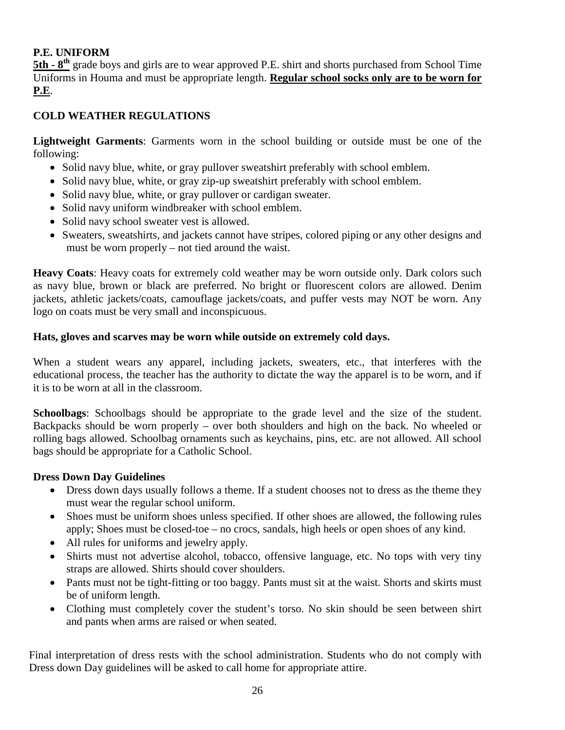**P.E. UNIFORM**

**5th - 8th** grade boys and girls are to wear approved P.E. shirt and shorts purchased from School Time Uniforms in Houma and must be appropriate length. **Regular school socks only are to be worn for P.E**.

**COLD WEATHER REGULATIONS**

**Lightweight Garments**: Garments worn in the school building or outside must be one of the following:

- Solid navy blue, white, or gray pullover sweatshirt preferably with school emblem.
- Solid navy blue, white, or gray zip-up sweatshirt preferably with school emblem.
- Solid navy blue, white, or gray pullover or cardigan sweater.
- Solid navy uniform windbreaker with school emblem.
- Solid navy school sweater vest is allowed.
- Sweaters, sweatshirts, and jackets cannot have stripes, colored piping or any other designs and must be worn properly – not tied around the waist.

**Heavy Coats**: Heavy coats for extremely cold weather may be worn outside only. Dark colors such as navy blue, brown or black are preferred. No bright or fluorescent colors are allowed. Denim jackets, athletic jackets/coats, camouflage jackets/coats, and puffer vests may NOT be worn. Any logo on coats must be very small and inconspicuous.

**Hats, gloves and scarves may be worn while outside on extremely cold days.**

When a student wears any apparel, including jackets, sweaters, etc., that interferes with the educational process, the teacher has the authority to dictate the way the apparel is to be worn, and if it is to be worn at all in the classroom.

**Schoolbags**: Schoolbags should be appropriate to the grade level and the size of the student. Backpacks should be worn properly – over both shoulders and high on the back. No wheeled or rolling bags allowed. Schoolbag ornaments such as keychains, pins, etc. are not allowed. All school bags should be appropriate for a Catholic School.

**Dress Down Day Guidelines**

- Dress down days usually follows a theme. If a student chooses not to dress as the theme they must wear the regular school uniform.
- Shoes must be uniform shoes unless specified. If other shoes are allowed, the following rules apply; Shoes must be closed-toe – no crocs, sandals, high heels or open shoes of any kind.
- All rules for uniforms and jewelry apply.
- Shirts must not advertise alcohol, tobacco, offensive language, etc. No tops with very tiny straps are allowed. Shirts should cover shoulders.
- Pants must not be tight-fitting or too baggy. Pants must sit at the waist. Shorts and skirts must be of uniform length.
- Clothing must completely cover the student's torso. No skin should be seen between shirt and pants when arms are raised or when seated.

Final interpretation of dress rests with the school administration. Students who do not comply with Dress down Day guidelines will be asked to call home for appropriate attire.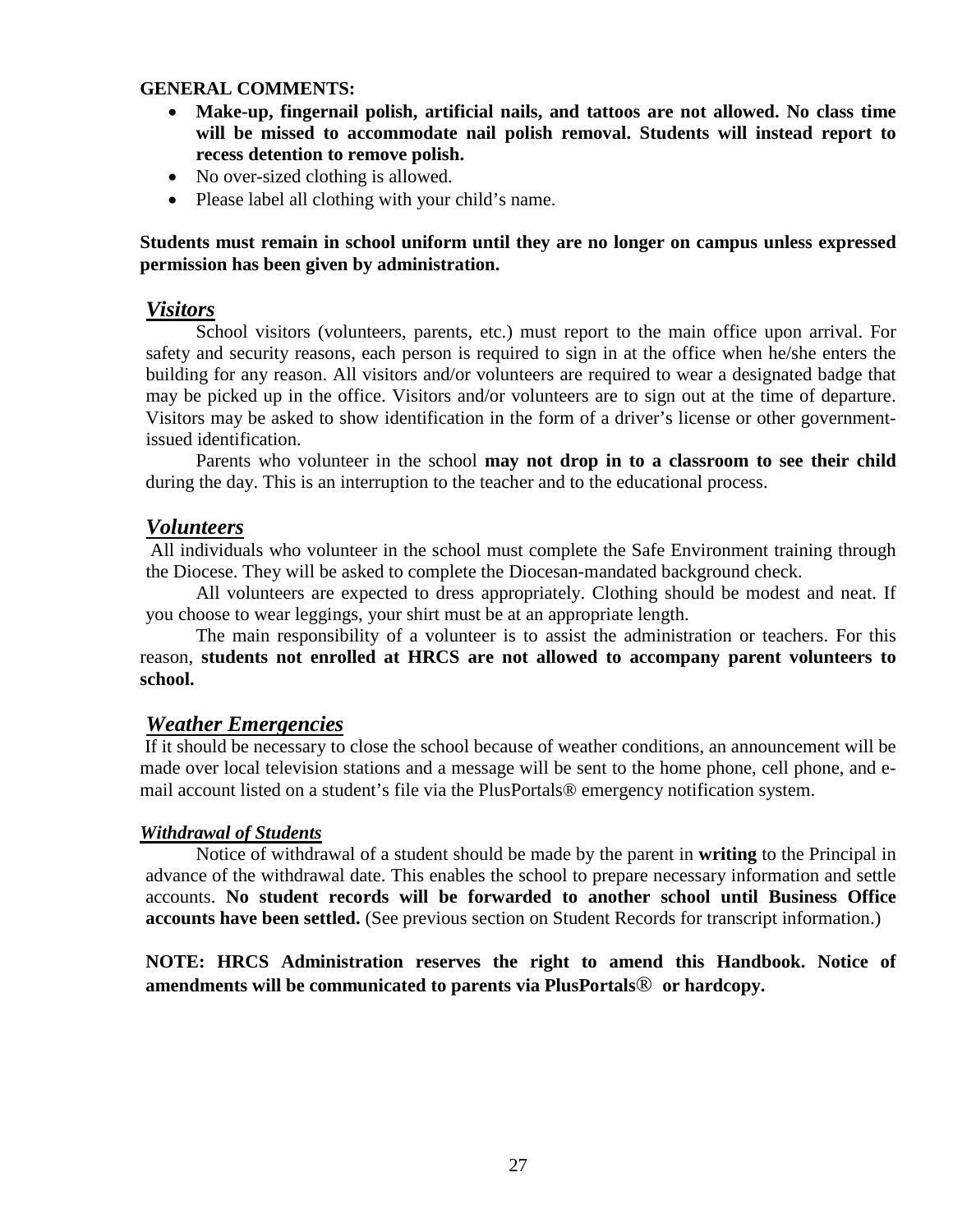**GENERAL COMMENTS:**

- **Make-up, fingernail polish, artificial nails, and tattoos are not allowed. No class time will be missed to accommodate nail polish removal. Students will instead report to recess detention to remove polish.**
- No over-sized clothing is allowed.
- Please label all clothing with your child's name.

**Students must remain in school uniform until they are no longer on campus unless expressed permission has been given by administration.**

## ***Visitors***

School visitors (volunteers, parents, etc.) must report to the main office upon arrival. For safety and security reasons, each person is required to sign in at the office when he/she enters the building for any reason. All visitors and/or volunteers are required to wear a designated badge that may be picked up in the office. Visitors and/or volunteers are to sign out at the time of departure. Visitors may be asked to show identification in the form of a driver's license or other government-issued identification.

Parents who volunteer in the school **may not drop in to a classroom to see their child** during the day. This is an interruption to the teacher and to the educational process.

## ***Volunteers***

All individuals who volunteer in the school must complete the Safe Environment training through the Diocese. They will be asked to complete the Diocesan-mandated background check.

All volunteers are expected to dress appropriately. Clothing should be modest and neat. If you choose to wear leggings, your shirt must be at an appropriate length.

The main responsibility of a volunteer is to assist the administration or teachers. For this reason, **students not enrolled at HRCS are not allowed to accompany parent volunteers to school.**

## ***Weather Emergencies***

If it should be necessary to close the school because of weather conditions, an announcement will be made over local television stations and a message will be sent to the home phone, cell phone, and e-mail account listed on a student's file via the PlusPortals® emergency notification system.

### ***Withdrawal of Students***

Notice of withdrawal of a student should be made by the parent in **writing** to the Principal in advance of the withdrawal date. This enables the school to prepare necessary information and settle accounts. **No student records will be forwarded to another school until Business Office accounts have been settled.** (See previous section on Student Records for transcript information.)

**NOTE: HRCS Administration reserves the right to amend this Handbook. Notice of amendments will be communicated to parents via PlusPortals® or hardcopy.**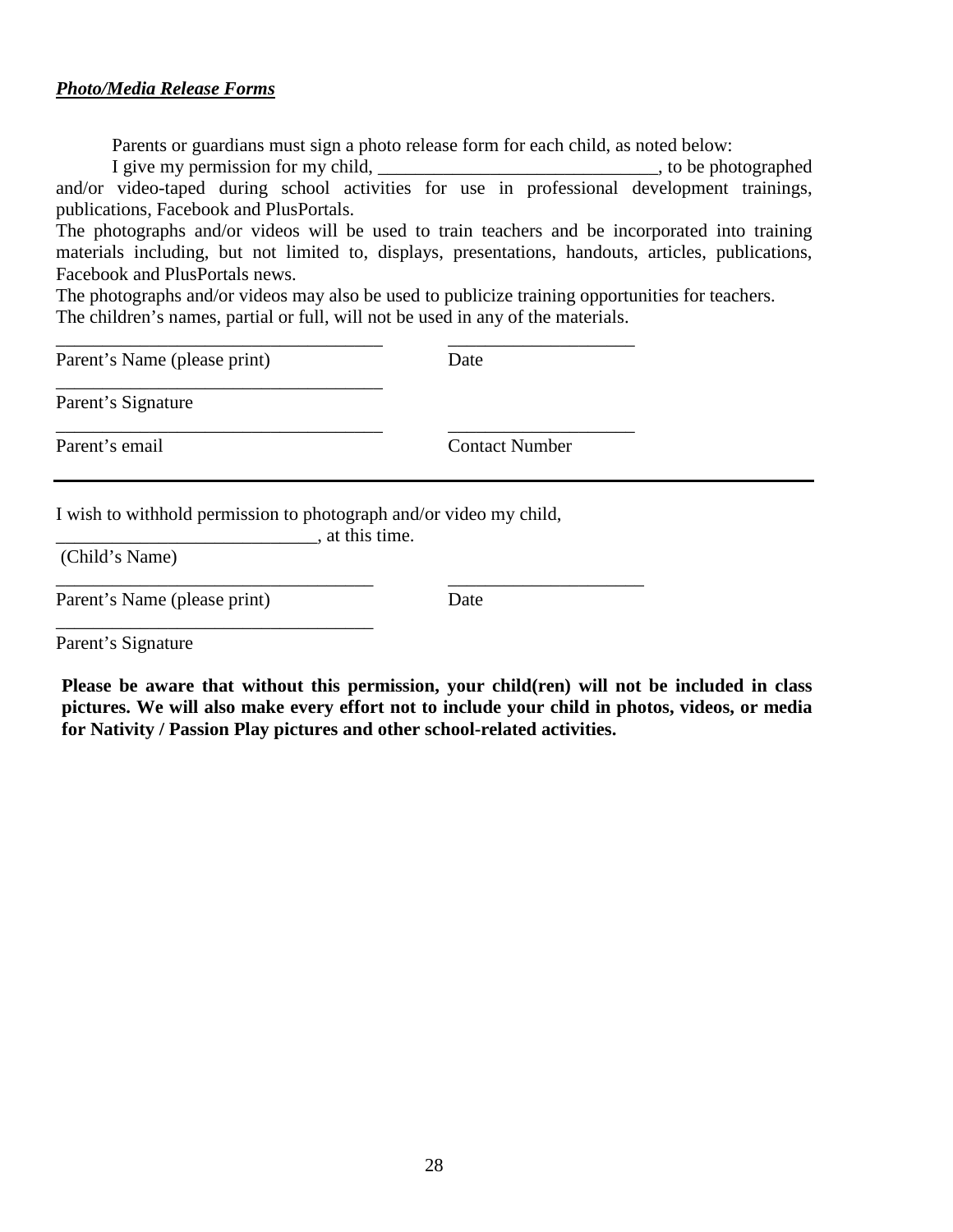***Photo/Media Release Forms***

Parents or guardians must sign a photo release form for each child, as noted below:

I give my permission for my child, ______________________________, to be photographed and/or video-taped during school activities for use in professional development trainings, publications, Facebook and PlusPortals.

The photographs and/or videos will be used to train teachers and be incorporated into training materials including, but not limited to, displays, presentations, handouts, articles, publications, Facebook and PlusPortals news.

The photographs and/or videos may also be used to publicize training opportunities for teachers.

The children's names, partial or full, will not be used in any of the materials.

____________________________________ ____________________

Parent's Name (please print) Date

____________________________________

Parent's Signature

____________________________________ ____________________

Parent's email Contact Number

---

I wish to withhold permission to photograph and/or video my child,

____________________________, at this time.

(Child's Name)

__________________________________ _____________________

Parent's Name (please print) Date

__________________________________

Parent's Signature

**Please be aware that without this permission, your child(ren) will not be included in class pictures. We will also make every effort not to include your child in photos, videos, or media for Nativity / Passion Play pictures and other school-related activities.**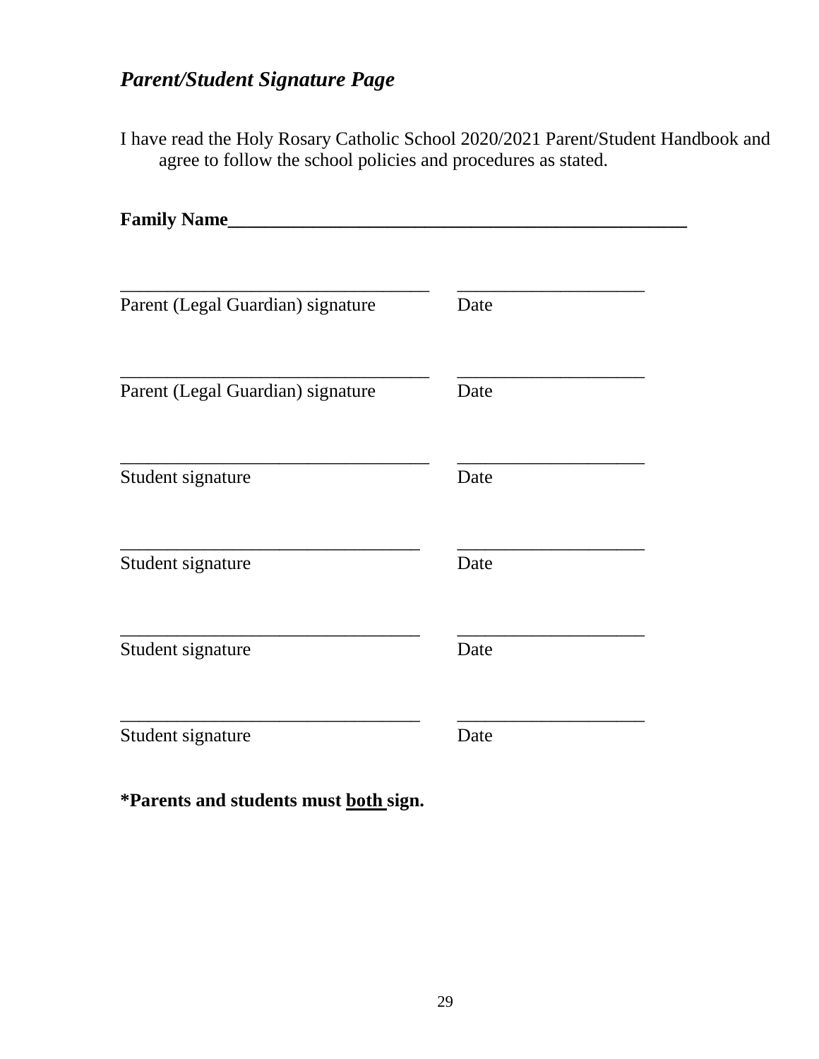## *Parent/Student Signature Page*

I have read the Holy Rosary Catholic School 2020/2021 Parent/Student Handbook and agree to follow the school policies and procedures as stated.

**Family Name_____________________________________________________**

_________________________________ ____________________
Parent (Legal Guardian) signature Date

_________________________________ ____________________
Parent (Legal Guardian) signature Date

_________________________________ ____________________
Student signature Date

_________________________________ ____________________
Student signature Date

_________________________________ ____________________
Student signature Date

_________________________________ ____________________
Student signature Date

**\*Parents and students must <u>both</u> sign.**